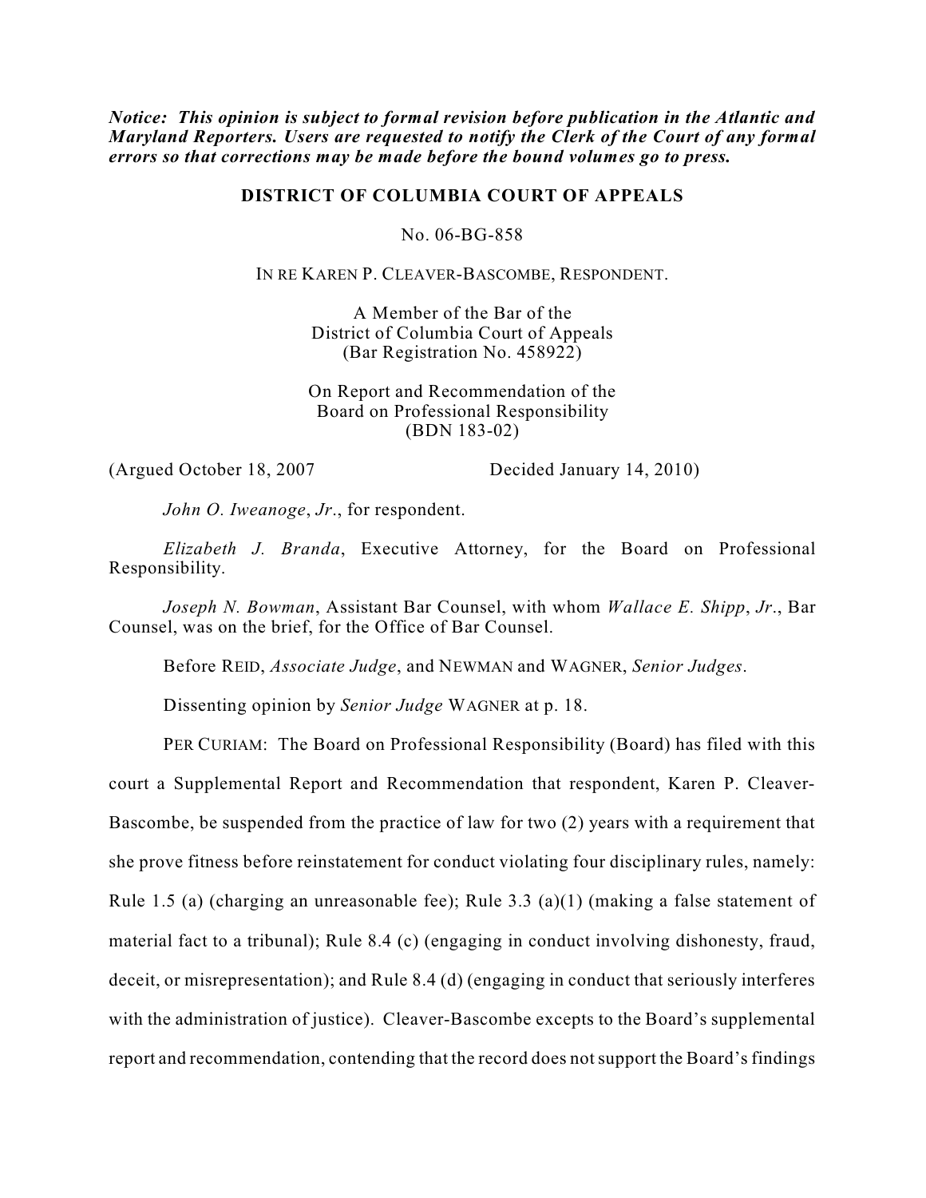***Notice: This opinion is subject to formal revision before publication in the Atlantic and Maryland Reporters. Users are requested to notify the Clerk of the Court of any formal errors so that corrections may be made before the bound volumes go to press.***

**DISTRICT OF COLUMBIA COURT OF APPEALS**

No. 06-BG-858

IN RE KAREN P. CLEAVER-BASCOMBE, RESPONDENT.

A Member of the Bar of the
District of Columbia Court of Appeals
(Bar Registration No. 458922)

On Report and Recommendation of the
Board on Professional Responsibility
(BDN 183-02)

(Argued October 18, 2007 Decided January 14, 2010)

*John O. Iweanoge*, *Jr*., for respondent.

*Elizabeth J. Branda*, Executive Attorney, for the Board on Professional Responsibility.

*Joseph N. Bowman*, Assistant Bar Counsel, with whom *Wallace E. Shipp*, *Jr*., Bar Counsel, was on the brief, for the Office of Bar Counsel.

Before REID, *Associate Judge*, and NEWMAN and WAGNER, *Senior Judges*.

Dissenting opinion by *Senior Judge* WAGNER at p. 18.

PER CURIAM: The Board on Professional Responsibility (Board) has filed with this court a Supplemental Report and Recommendation that respondent, Karen P. Cleaver-Bascombe, be suspended from the practice of law for two (2) years with a requirement that she prove fitness before reinstatement for conduct violating four disciplinary rules, namely: Rule 1.5 (a) (charging an unreasonable fee); Rule 3.3 (a)(1) (making a false statement of material fact to a tribunal); Rule 8.4 (c) (engaging in conduct involving dishonesty, fraud, deceit, or misrepresentation); and Rule 8.4 (d) (engaging in conduct that seriously interferes with the administration of justice). Cleaver-Bascombe excepts to the Board's supplemental report and recommendation, contending that the record does not support the Board's findings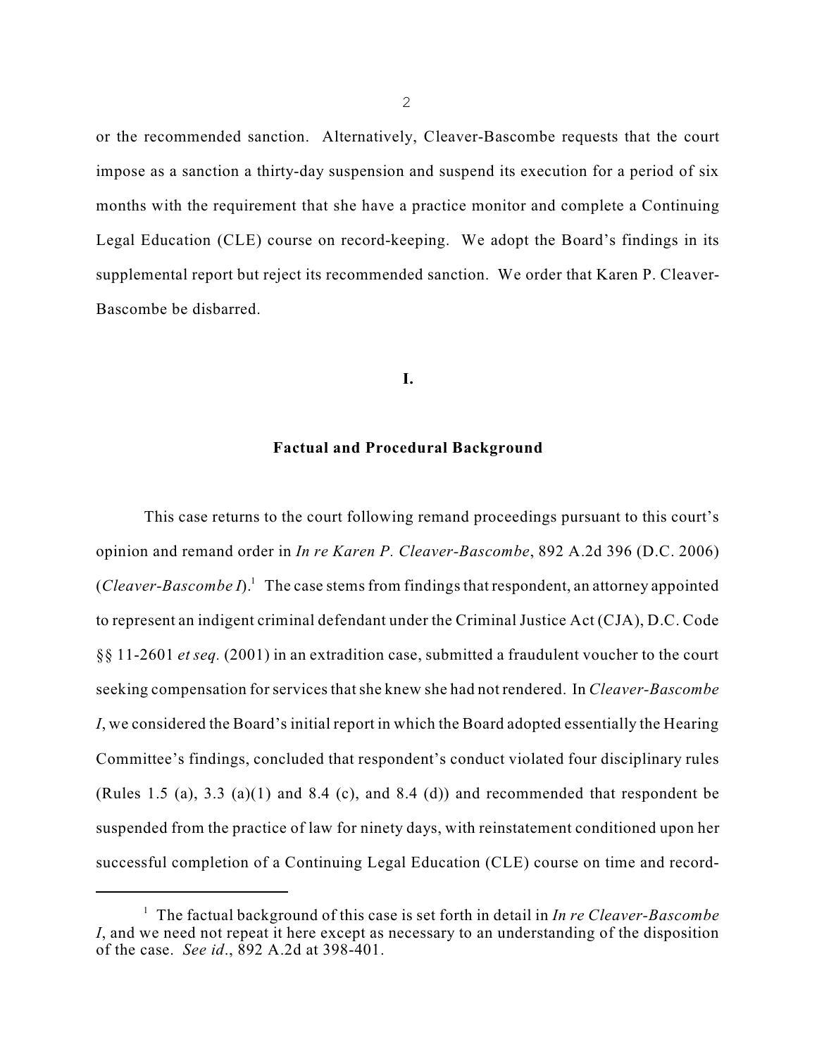or the recommended sanction. Alternatively, Cleaver-Bascombe requests that the court impose as a sanction a thirty-day suspension and suspend its execution for a period of six months with the requirement that she have a practice monitor and complete a Continuing Legal Education (CLE) course on record-keeping. We adopt the Board's findings in its supplemental report but reject its recommended sanction. We order that Karen P. Cleaver-Bascombe be disbarred.

## I.

## Factual and Procedural Background

This case returns to the court following remand proceedings pursuant to this court's opinion and remand order in *In re Karen P. Cleaver-Bascombe*, 892 A.2d 396 (D.C. 2006) (*Cleaver-Bascombe I*).[1] The case stems from findings that respondent, an attorney appointed to represent an indigent criminal defendant under the Criminal Justice Act (CJA), D.C. Code §§ 11-2601 *et seq.* (2001) in an extradition case, submitted a fraudulent voucher to the court seeking compensation for services that she knew she had not rendered. In *Cleaver-Bascombe I*, we considered the Board's initial report in which the Board adopted essentially the Hearing Committee's findings, concluded that respondent's conduct violated four disciplinary rules (Rules 1.5 (a), 3.3 (a)(1) and 8.4 (c), and 8.4 (d)) and recommended that respondent be suspended from the practice of law for ninety days, with reinstatement conditioned upon her successful completion of a Continuing Legal Education (CLE) course on time and record-

[1] The factual background of this case is set forth in detail in *In re Cleaver-Bascombe I*, and we need not repeat it here except as necessary to an understanding of the disposition of the case. *See id*., 892 A.2d at 398-401.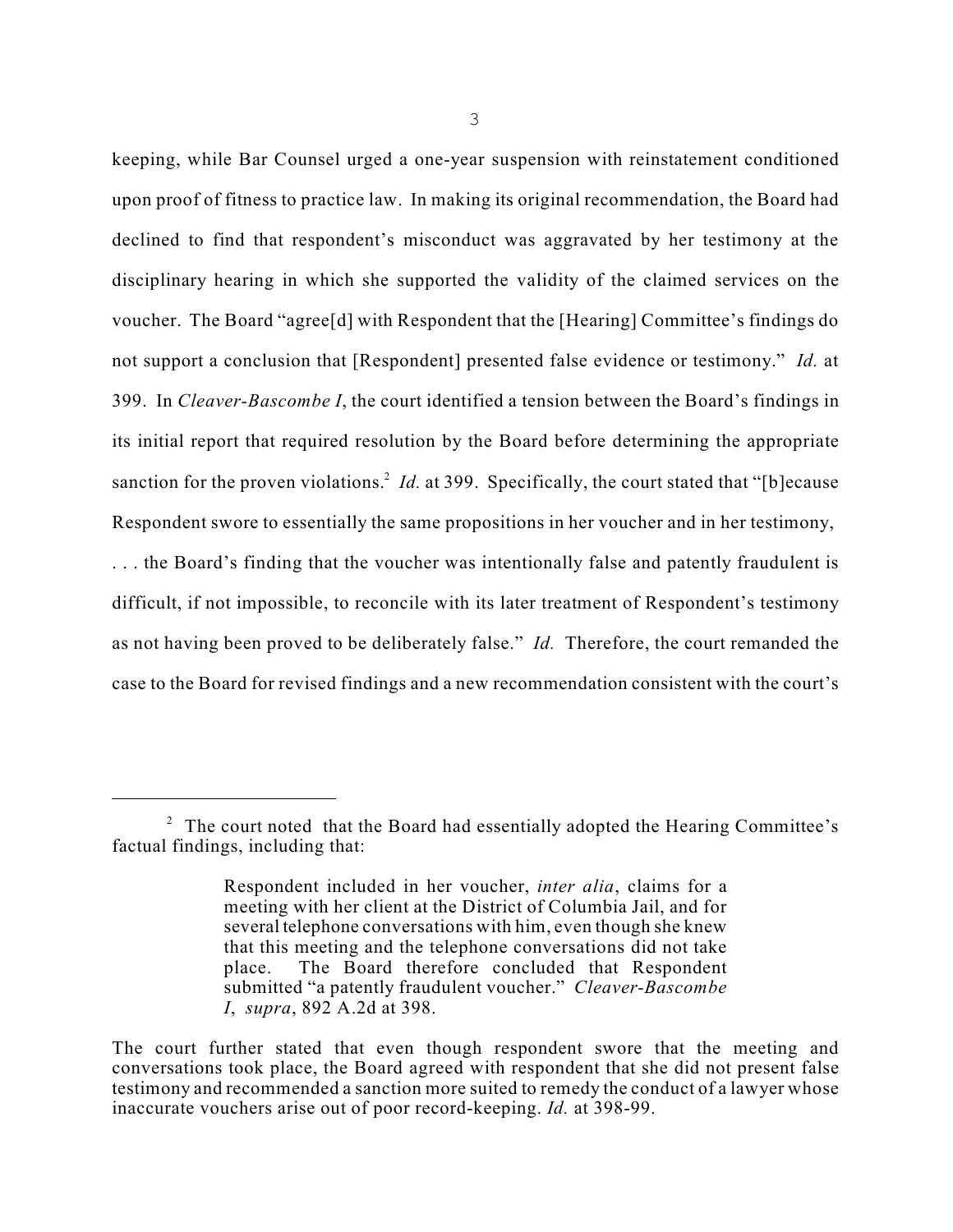keeping, while Bar Counsel urged a one-year suspension with reinstatement conditioned upon proof of fitness to practice law. In making its original recommendation, the Board had declined to find that respondent's misconduct was aggravated by her testimony at the disciplinary hearing in which she supported the validity of the claimed services on the voucher. The Board "agree[d] with Respondent that the [Hearing] Committee's findings do not support a conclusion that [Respondent] presented false evidence or testimony." *Id.* at 399. In *Cleaver-Bascombe I*, the court identified a tension between the Board's findings in its initial report that required resolution by the Board before determining the appropriate sanction for the proven violations.[2] *Id.* at 399. Specifically, the court stated that "[b]ecause Respondent swore to essentially the same propositions in her voucher and in her testimony, . . . the Board's finding that the voucher was intentionally false and patently fraudulent is difficult, if not impossible, to reconcile with its later treatment of Respondent's testimony as not having been proved to be deliberately false." *Id.* Therefore, the court remanded the case to the Board for revised findings and a new recommendation consistent with the court's

---

[2] The court noted that the Board had essentially adopted the Hearing Committee's factual findings, including that:

> Respondent included in her voucher, *inter alia*, claims for a meeting with her client at the District of Columbia Jail, and for several telephone conversations with him, even though she knew that this meeting and the telephone conversations did not take place. The Board therefore concluded that Respondent submitted "a patently fraudulent voucher." *Cleaver-Bascombe I*, *supra*, 892 A.2d at 398.

The court further stated that even though respondent swore that the meeting and conversations took place, the Board agreed with respondent that she did not present false testimony and recommended a sanction more suited to remedy the conduct of a lawyer whose inaccurate vouchers arise out of poor record-keeping. *Id.* at 398-99.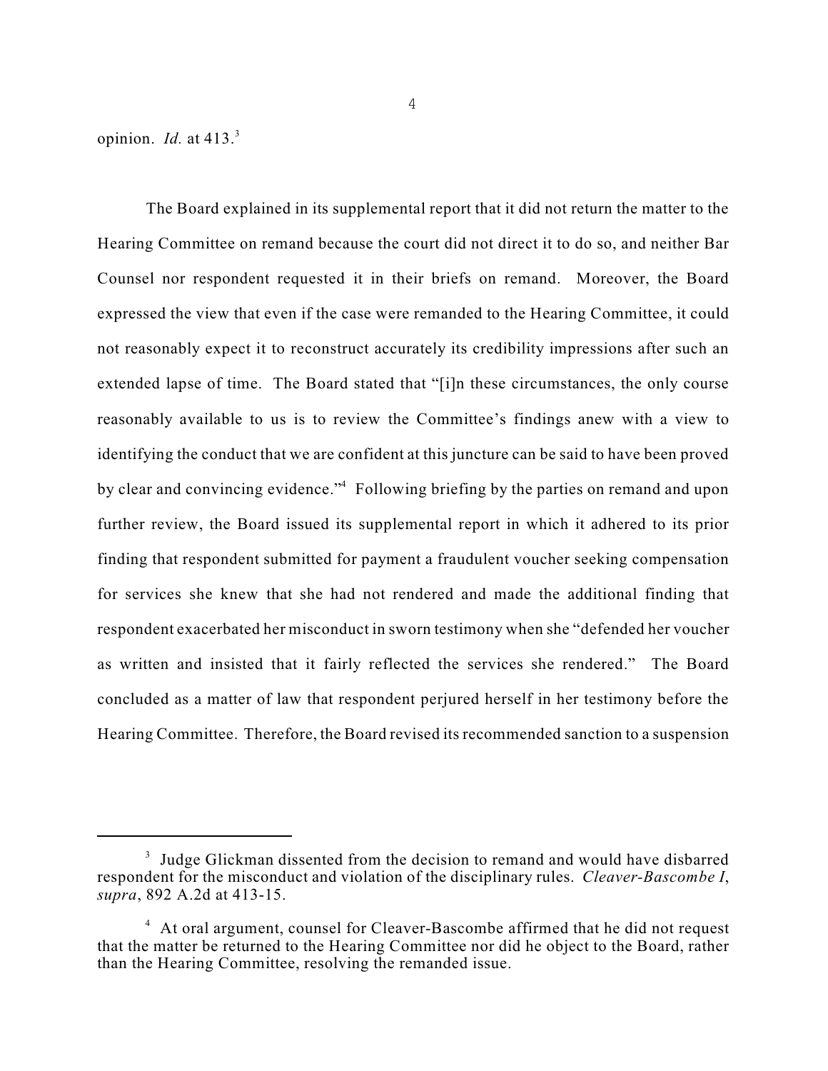opinion. *Id.* at 413.[3]

The Board explained in its supplemental report that it did not return the matter to the Hearing Committee on remand because the court did not direct it to do so, and neither Bar Counsel nor respondent requested it in their briefs on remand. Moreover, the Board expressed the view that even if the case were remanded to the Hearing Committee, it could not reasonably expect it to reconstruct accurately its credibility impressions after such an extended lapse of time. The Board stated that "[i]n these circumstances, the only course reasonably available to us is to review the Committee's findings anew with a view to identifying the conduct that we are confident at this juncture can be said to have been proved by clear and convincing evidence."[4] Following briefing by the parties on remand and upon further review, the Board issued its supplemental report in which it adhered to its prior finding that respondent submitted for payment a fraudulent voucher seeking compensation for services she knew that she had not rendered and made the additional finding that respondent exacerbated her misconduct in sworn testimony when she "defended her voucher as written and insisted that it fairly reflected the services she rendered." The Board concluded as a matter of law that respondent perjured herself in her testimony before the Hearing Committee. Therefore, the Board revised its recommended sanction to a suspension

---

[3] Judge Glickman dissented from the decision to remand and would have disbarred respondent for the misconduct and violation of the disciplinary rules. *Cleaver-Bascombe I*, *supra*, 892 A.2d at 413-15.

[4] At oral argument, counsel for Cleaver-Bascombe affirmed that he did not request that the matter be returned to the Hearing Committee nor did he object to the Board, rather than the Hearing Committee, resolving the remanded issue.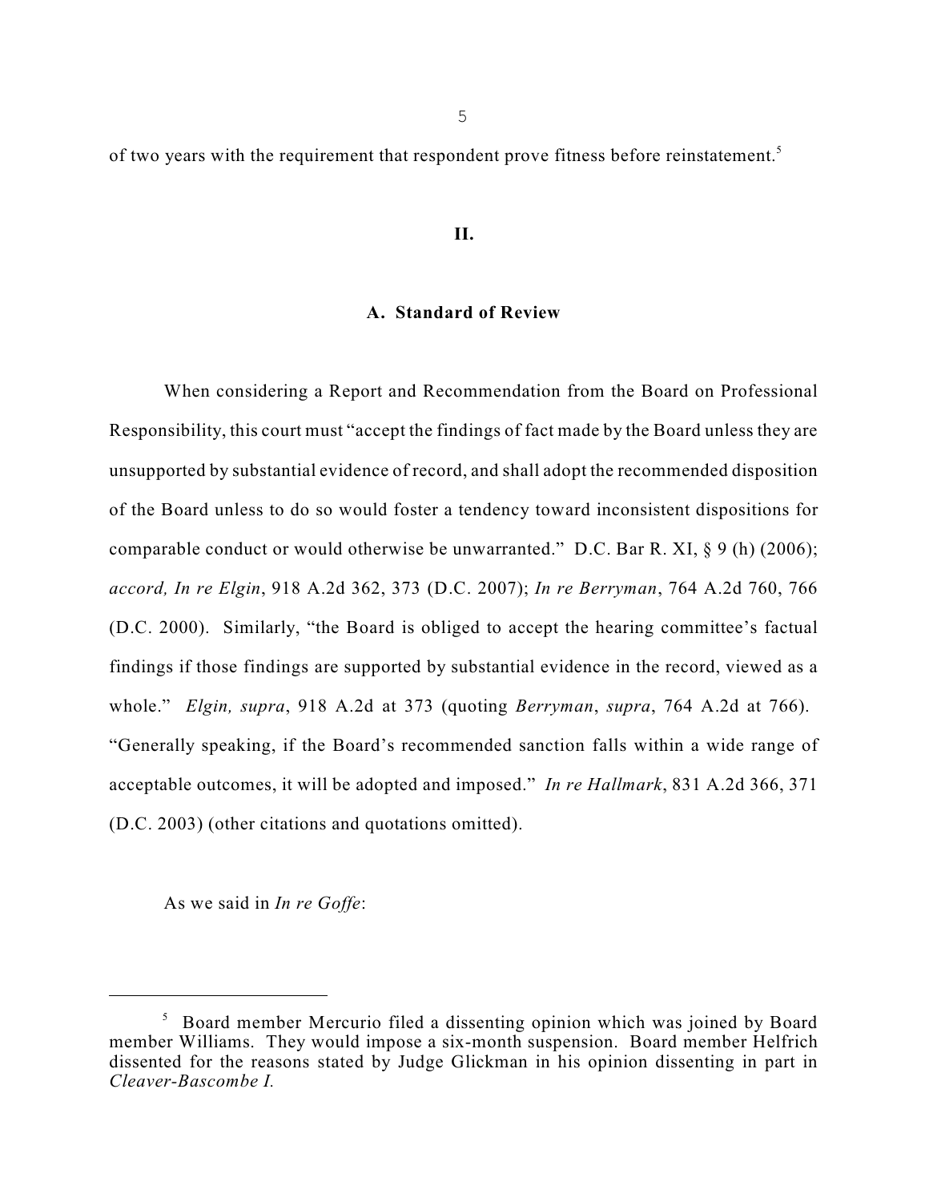of two years with the requirement that respondent prove fitness before reinstatement.[5]

## II.

### A. Standard of Review

When considering a Report and Recommendation from the Board on Professional Responsibility, this court must "accept the findings of fact made by the Board unless they are unsupported by substantial evidence of record, and shall adopt the recommended disposition of the Board unless to do so would foster a tendency toward inconsistent dispositions for comparable conduct or would otherwise be unwarranted." D.C. Bar R. XI, § 9 (h) (2006); *accord, In re Elgin*, 918 A.2d 362, 373 (D.C. 2007); *In re Berryman*, 764 A.2d 760, 766 (D.C. 2000). Similarly, "the Board is obliged to accept the hearing committee's factual findings if those findings are supported by substantial evidence in the record, viewed as a whole." *Elgin, supra*, 918 A.2d at 373 (quoting *Berryman*, *supra*, 764 A.2d at 766). "Generally speaking, if the Board's recommended sanction falls within a wide range of acceptable outcomes, it will be adopted and imposed." *In re Hallmark*, 831 A.2d 366, 371 (D.C. 2003) (other citations and quotations omitted).

As we said in *In re Goffe*:

---

[5] Board member Mercurio filed a dissenting opinion which was joined by Board member Williams. They would impose a six-month suspension. Board member Helfrich dissented for the reasons stated by Judge Glickman in his opinion dissenting in part in *Cleaver-Bascombe I.*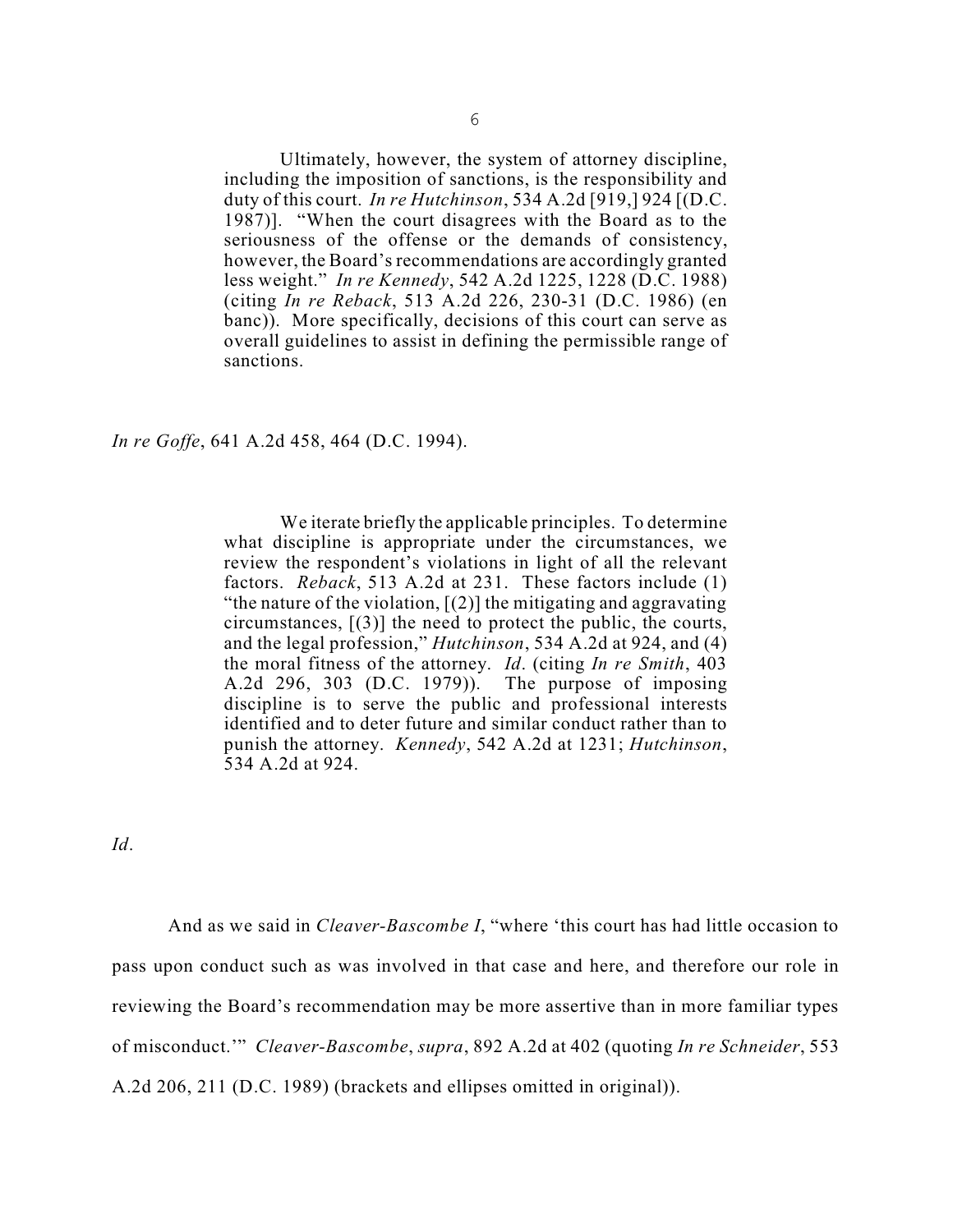> Ultimately, however, the system of attorney discipline, including the imposition of sanctions, is the responsibility and duty of this court. *In re Hutchinson*, 534 A.2d [919,] 924 [(D.C. 1987)]. "When the court disagrees with the Board as to the seriousness of the offense or the demands of consistency, however, the Board's recommendations are accordingly granted less weight." *In re Kennedy*, 542 A.2d 1225, 1228 (D.C. 1988) (citing *In re Reback*, 513 A.2d 226, 230-31 (D.C. 1986) (en banc)). More specifically, decisions of this court can serve as overall guidelines to assist in defining the permissible range of sanctions.

*In re Goffe*, 641 A.2d 458, 464 (D.C. 1994).

> We iterate briefly the applicable principles. To determine what discipline is appropriate under the circumstances, we review the respondent's violations in light of all the relevant factors. *Reback*, 513 A.2d at 231. These factors include (1) "the nature of the violation, [(2)] the mitigating and aggravating circumstances, [(3)] the need to protect the public, the courts, and the legal profession," *Hutchinson*, 534 A.2d at 924, and (4) the moral fitness of the attorney. *Id*. (citing *In re Smith*, 403 A.2d 296, 303 (D.C. 1979)). The purpose of imposing discipline is to serve the public and professional interests identified and to deter future and similar conduct rather than to punish the attorney. *Kennedy*, 542 A.2d at 1231; *Hutchinson*, 534 A.2d at 924.

*Id*.

And as we said in *Cleaver-Bascombe I*, "where 'this court has had little occasion to pass upon conduct such as was involved in that case and here, and therefore our role in reviewing the Board's recommendation may be more assertive than in more familiar types of misconduct.'" *Cleaver-Bascombe*, *supra*, 892 A.2d at 402 (quoting *In re Schneider*, 553 A.2d 206, 211 (D.C. 1989) (brackets and ellipses omitted in original)).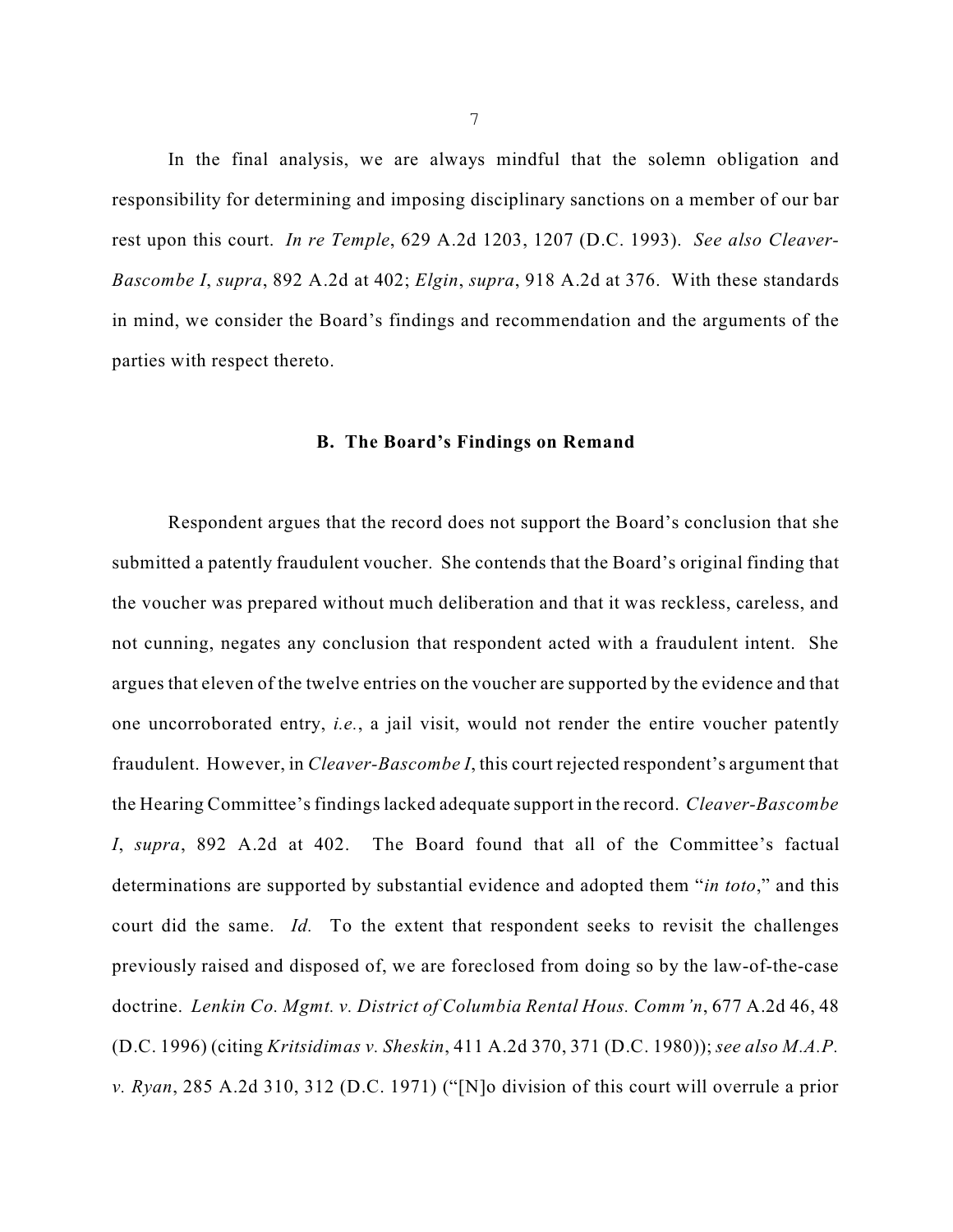In the final analysis, we are always mindful that the solemn obligation and responsibility for determining and imposing disciplinary sanctions on a member of our bar rest upon this court. *In re Temple*, 629 A.2d 1203, 1207 (D.C. 1993). *See also Cleaver-Bascombe I*, *supra*, 892 A.2d at 402; *Elgin*, *supra*, 918 A.2d at 376. With these standards in mind, we consider the Board's findings and recommendation and the arguments of the parties with respect thereto.

### B. The Board's Findings on Remand

Respondent argues that the record does not support the Board's conclusion that she submitted a patently fraudulent voucher. She contends that the Board's original finding that the voucher was prepared without much deliberation and that it was reckless, careless, and not cunning, negates any conclusion that respondent acted with a fraudulent intent. She argues that eleven of the twelve entries on the voucher are supported by the evidence and that one uncorroborated entry, *i.e.*, a jail visit, would not render the entire voucher patently fraudulent. However, in *Cleaver-Bascombe I*, this court rejected respondent's argument that the Hearing Committee's findings lacked adequate support in the record. *Cleaver-Bascombe I*, *supra*, 892 A.2d at 402. The Board found that all of the Committee's factual determinations are supported by substantial evidence and adopted them "*in toto*," and this court did the same. *Id.* To the extent that respondent seeks to revisit the challenges previously raised and disposed of, we are foreclosed from doing so by the law-of-the-case doctrine. *Lenkin Co. Mgmt. v. District of Columbia Rental Hous. Comm'n*, 677 A.2d 46, 48 (D.C. 1996) (citing *Kritsidimas v. Sheskin*, 411 A.2d 370, 371 (D.C. 1980)); *see also M.A.P. v. Ryan*, 285 A.2d 310, 312 (D.C. 1971) ("[N]o division of this court will overrule a prior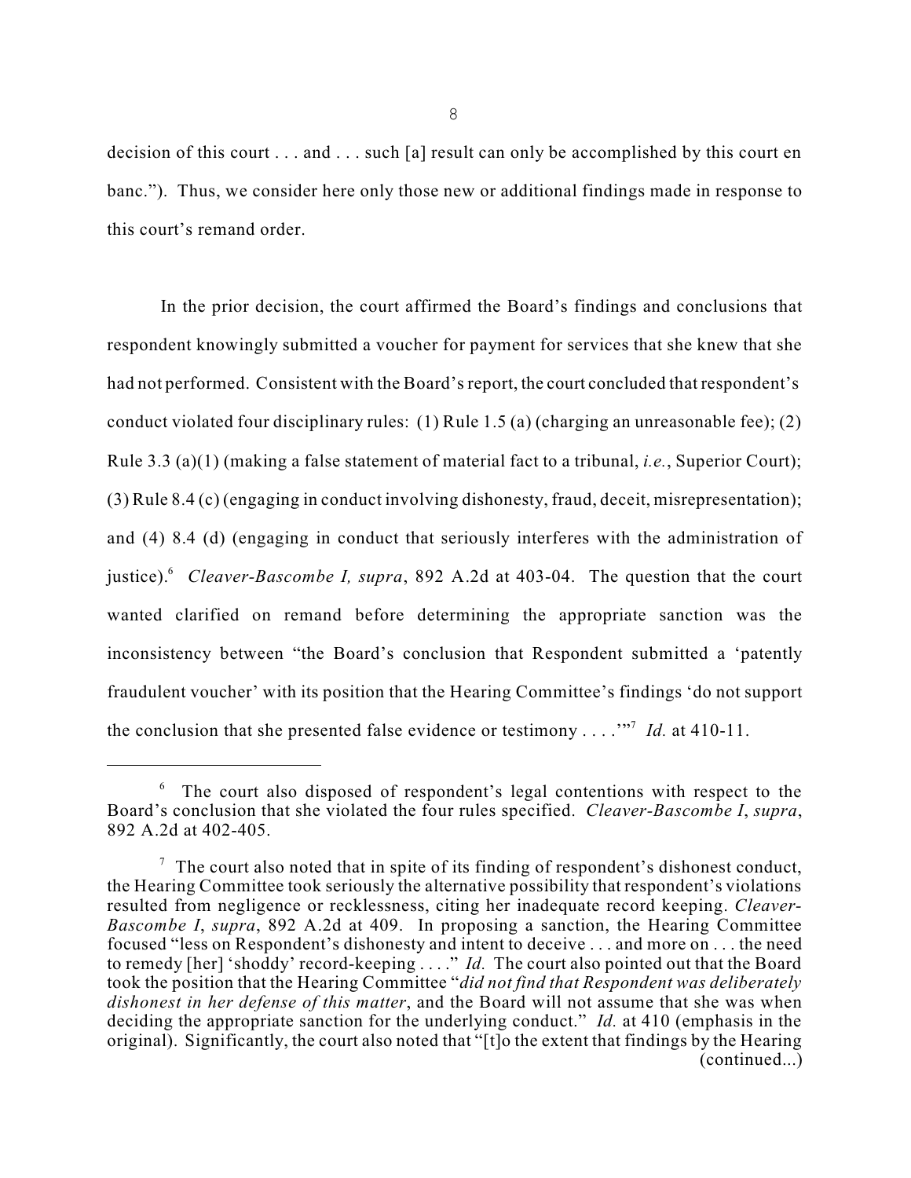decision of this court . . . and . . . such [a] result can only be accomplished by this court en banc."). Thus, we consider here only those new or additional findings made in response to this court's remand order.

In the prior decision, the court affirmed the Board's findings and conclusions that respondent knowingly submitted a voucher for payment for services that she knew that she had not performed. Consistent with the Board's report, the court concluded that respondent's conduct violated four disciplinary rules: (1) Rule 1.5 (a) (charging an unreasonable fee); (2) Rule 3.3 (a)(1) (making a false statement of material fact to a tribunal, *i.e.*, Superior Court); (3) Rule 8.4 (c) (engaging in conduct involving dishonesty, fraud, deceit, misrepresentation); and (4) 8.4 (d) (engaging in conduct that seriously interferes with the administration of justice).[6] *Cleaver-Bascombe I, supra*, 892 A.2d at 403-04. The question that the court wanted clarified on remand before determining the appropriate sanction was the inconsistency between "the Board's conclusion that Respondent submitted a 'patently fraudulent voucher' with its position that the Hearing Committee's findings 'do not support the conclusion that she presented false evidence or testimony . . . .'"[7] *Id.* at 410-11.

---

[6] The court also disposed of respondent's legal contentions with respect to the Board's conclusion that she violated the four rules specified. *Cleaver-Bascombe I*, *supra*, 892 A.2d at 402-405.

[7] The court also noted that in spite of its finding of respondent's dishonest conduct, the Hearing Committee took seriously the alternative possibility that respondent's violations resulted from negligence or recklessness, citing her inadequate record keeping. *Cleaver-Bascombe I*, *supra*, 892 A.2d at 409. In proposing a sanction, the Hearing Committee focused "less on Respondent's dishonesty and intent to deceive . . . and more on . . . the need to remedy [her] 'shoddy' record-keeping . . . ." *Id.* The court also pointed out that the Board took the position that the Hearing Committee "*did not find that Respondent was deliberately dishonest in her defense of this matter*, and the Board will not assume that she was when deciding the appropriate sanction for the underlying conduct." *Id.* at 410 (emphasis in the original). Significantly, the court also noted that "[t]o the extent that findings by the Hearing (continued...)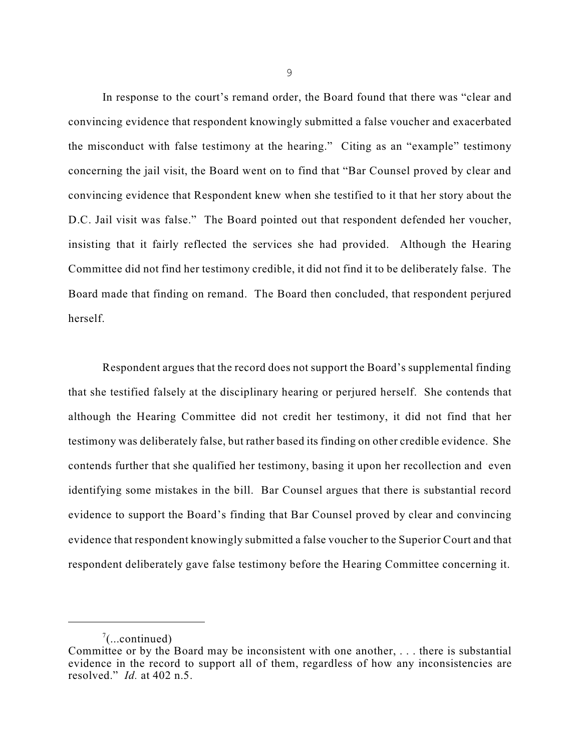In response to the court's remand order, the Board found that there was "clear and convincing evidence that respondent knowingly submitted a false voucher and exacerbated the misconduct with false testimony at the hearing." Citing as an "example" testimony concerning the jail visit, the Board went on to find that "Bar Counsel proved by clear and convincing evidence that Respondent knew when she testified to it that her story about the D.C. Jail visit was false." The Board pointed out that respondent defended her voucher, insisting that it fairly reflected the services she had provided. Although the Hearing Committee did not find her testimony credible, it did not find it to be deliberately false. The Board made that finding on remand. The Board then concluded, that respondent perjured herself.

Respondent argues that the record does not support the Board's supplemental finding that she testified falsely at the disciplinary hearing or perjured herself. She contends that although the Hearing Committee did not credit her testimony, it did not find that her testimony was deliberately false, but rather based its finding on other credible evidence. She contends further that she qualified her testimony, basing it upon her recollection and even identifying some mistakes in the bill. Bar Counsel argues that there is substantial record evidence to support the Board's finding that Bar Counsel proved by clear and convincing evidence that respondent knowingly submitted a false voucher to the Superior Court and that respondent deliberately gave false testimony before the Hearing Committee concerning it.

---

[7](...continued)
Committee or by the Board may be inconsistent with one another, . . . there is substantial evidence in the record to support all of them, regardless of how any inconsistencies are resolved." *Id.* at 402 n.5.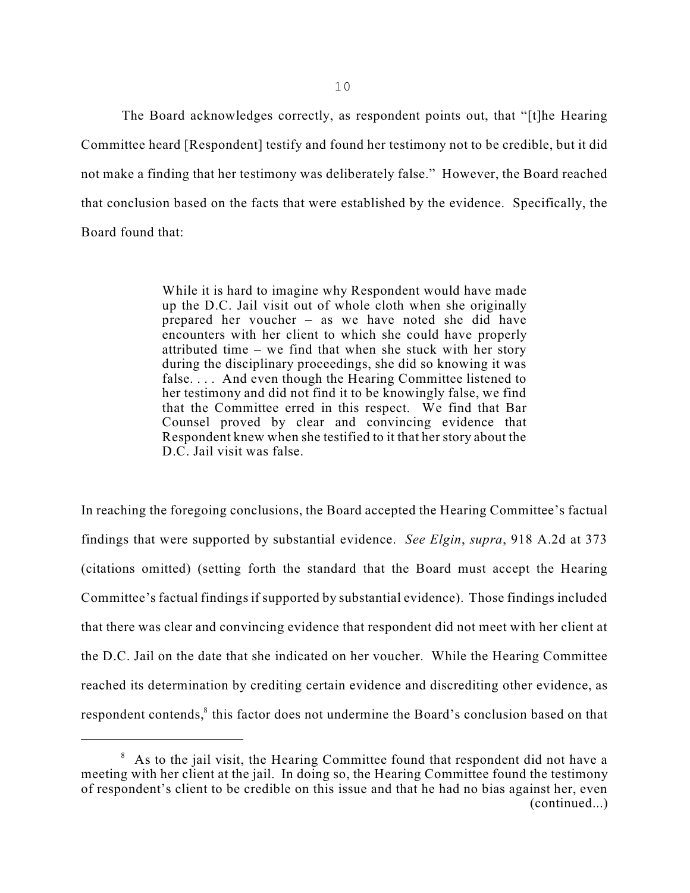The Board acknowledges correctly, as respondent points out, that "[t]he Hearing Committee heard [Respondent] testify and found her testimony not to be credible, but it did not make a finding that her testimony was deliberately false." However, the Board reached that conclusion based on the facts that were established by the evidence. Specifically, the Board found that:

> While it is hard to imagine why Respondent would have made up the D.C. Jail visit out of whole cloth when she originally prepared her voucher – as we have noted she did have encounters with her client to which she could have properly attributed time – we find that when she stuck with her story during the disciplinary proceedings, she did so knowing it was false. . . . And even though the Hearing Committee listened to her testimony and did not find it to be knowingly false, we find that the Committee erred in this respect. We find that Bar Counsel proved by clear and convincing evidence that Respondent knew when she testified to it that her story about the D.C. Jail visit was false.

In reaching the foregoing conclusions, the Board accepted the Hearing Committee's factual findings that were supported by substantial evidence. *See Elgin*, *supra*, 918 A.2d at 373 (citations omitted) (setting forth the standard that the Board must accept the Hearing Committee's factual findings if supported by substantial evidence). Those findings included that there was clear and convincing evidence that respondent did not meet with her client at the D.C. Jail on the date that she indicated on her voucher. While the Hearing Committee reached its determination by crediting certain evidence and discrediting other evidence, as respondent contends,[8] this factor does not undermine the Board's conclusion based on that

[8] As to the jail visit, the Hearing Committee found that respondent did not have a meeting with her client at the jail. In doing so, the Hearing Committee found the testimony of respondent's client to be credible on this issue and that he had no bias against her, even (continued...)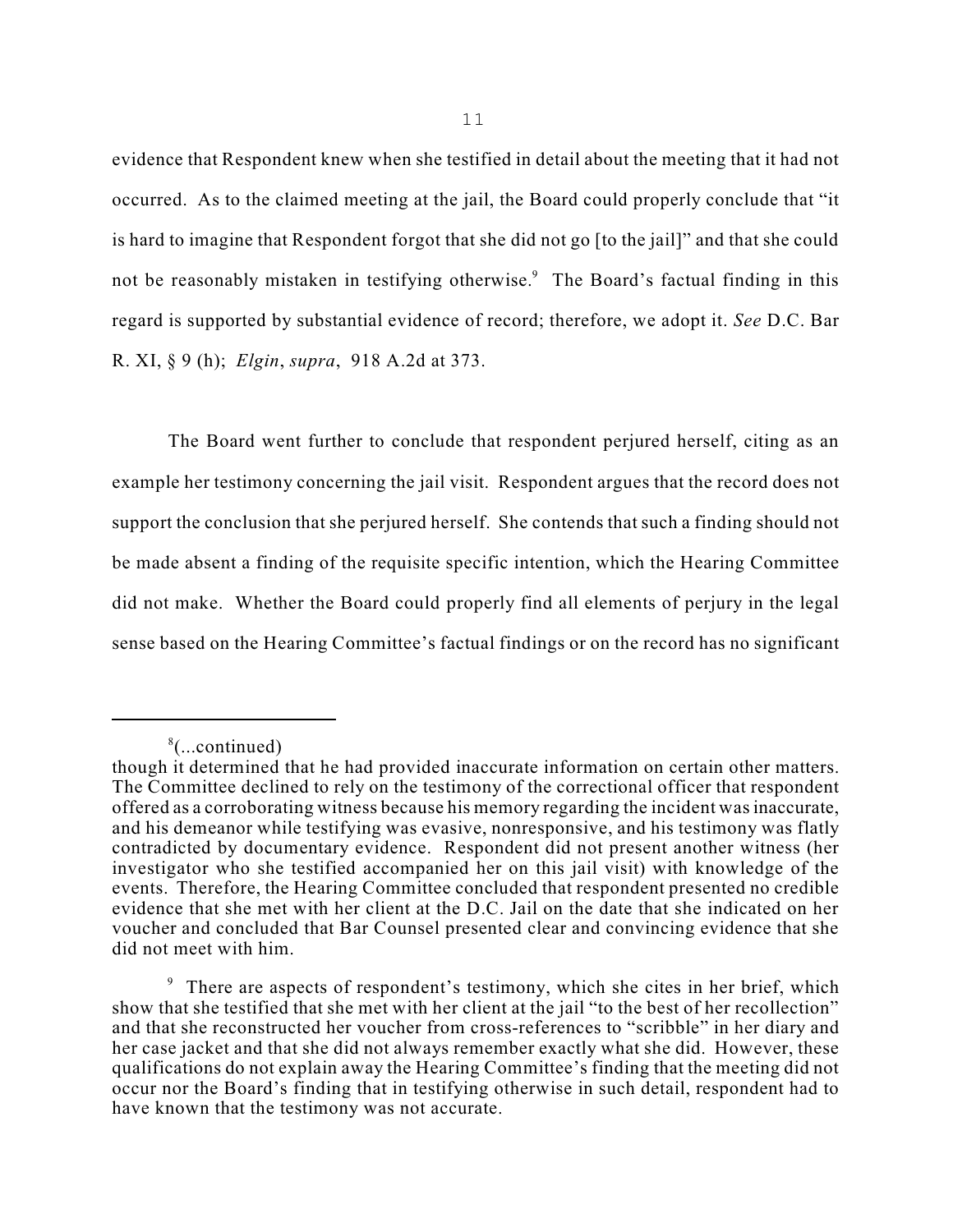evidence that Respondent knew when she testified in detail about the meeting that it had not occurred. As to the claimed meeting at the jail, the Board could properly conclude that "it is hard to imagine that Respondent forgot that she did not go [to the jail]" and that she could not be reasonably mistaken in testifying otherwise.[9] The Board's factual finding in this regard is supported by substantial evidence of record; therefore, we adopt it. *See* D.C. Bar R. XI, § 9 (h); *Elgin*, *supra*, 918 A.2d at 373.

The Board went further to conclude that respondent perjured herself, citing as an example her testimony concerning the jail visit. Respondent argues that the record does not support the conclusion that she perjured herself. She contends that such a finding should not be made absent a finding of the requisite specific intention, which the Hearing Committee did not make. Whether the Board could properly find all elements of perjury in the legal sense based on the Hearing Committee's factual findings or on the record has no significant

---

[8](...continued)
though it determined that he had provided inaccurate information on certain other matters. The Committee declined to rely on the testimony of the correctional officer that respondent offered as a corroborating witness because his memory regarding the incident was inaccurate, and his demeanor while testifying was evasive, nonresponsive, and his testimony was flatly contradicted by documentary evidence. Respondent did not present another witness (her investigator who she testified accompanied her on this jail visit) with knowledge of the events. Therefore, the Hearing Committee concluded that respondent presented no credible evidence that she met with her client at the D.C. Jail on the date that she indicated on her voucher and concluded that Bar Counsel presented clear and convincing evidence that she did not meet with him.

[9] There are aspects of respondent's testimony, which she cites in her brief, which show that she testified that she met with her client at the jail "to the best of her recollection" and that she reconstructed her voucher from cross-references to "scribble" in her diary and her case jacket and that she did not always remember exactly what she did. However, these qualifications do not explain away the Hearing Committee's finding that the meeting did not occur nor the Board's finding that in testifying otherwise in such detail, respondent had to have known that the testimony was not accurate.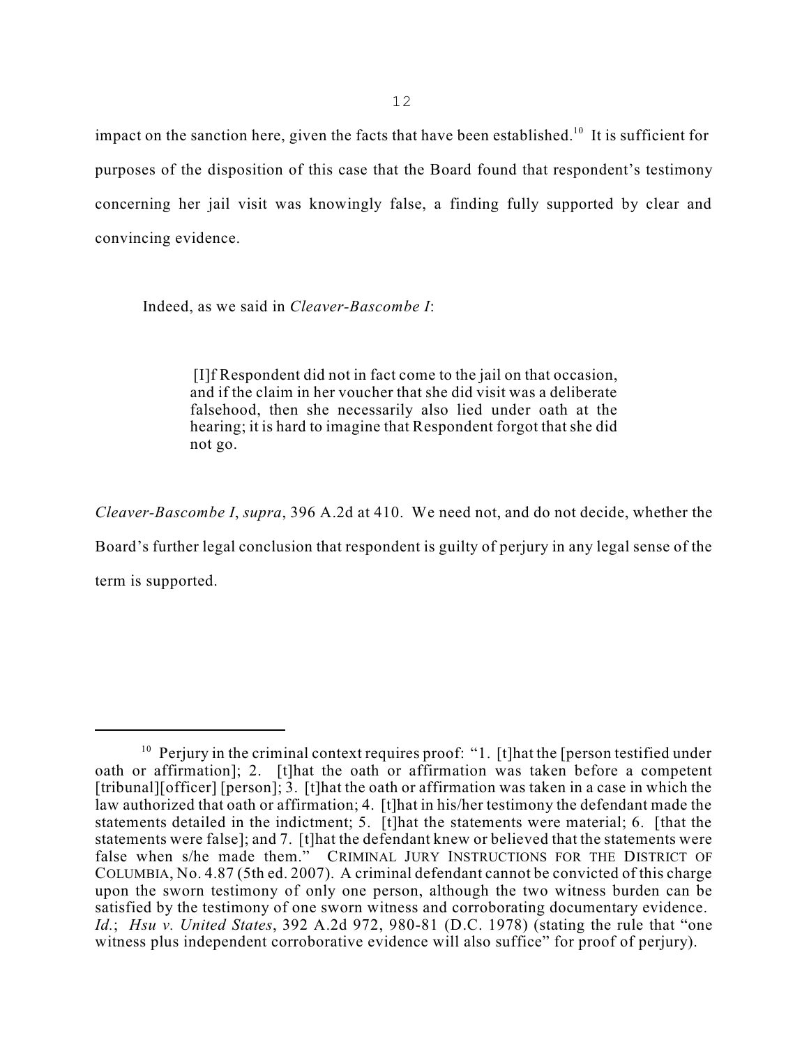impact on the sanction here, given the facts that have been established.[10] It is sufficient for purposes of the disposition of this case that the Board found that respondent's testimony concerning her jail visit was knowingly false, a finding fully supported by clear and convincing evidence.

Indeed, as we said in *Cleaver-Bascombe I*:

> [I]f Respondent did not in fact come to the jail on that occasion, and if the claim in her voucher that she did visit was a deliberate falsehood, then she necessarily also lied under oath at the hearing; it is hard to imagine that Respondent forgot that she did not go.

*Cleaver-Bascombe I*, *supra*, 396 A.2d at 410. We need not, and do not decide, whether the Board's further legal conclusion that respondent is guilty of perjury in any legal sense of the term is supported.

---

[10] Perjury in the criminal context requires proof: "1. [t]hat the [person testified under oath or affirmation]; 2. [t]hat the oath or affirmation was taken before a competent [tribunal][officer] [person]; 3. [t]hat the oath or affirmation was taken in a case in which the law authorized that oath or affirmation; 4. [t]hat in his/her testimony the defendant made the statements detailed in the indictment; 5. [t]hat the statements were material; 6. [that the statements were false]; and 7. [t]hat the defendant knew or believed that the statements were false when s/he made them." CRIMINAL JURY INSTRUCTIONS FOR THE DISTRICT OF COLUMBIA, No. 4.87 (5th ed. 2007). A criminal defendant cannot be convicted of this charge upon the sworn testimony of only one person, although the two witness burden can be satisfied by the testimony of one sworn witness and corroborating documentary evidence. *Id.*; *Hsu v. United States*, 392 A.2d 972, 980-81 (D.C. 1978) (stating the rule that "one witness plus independent corroborative evidence will also suffice" for proof of perjury).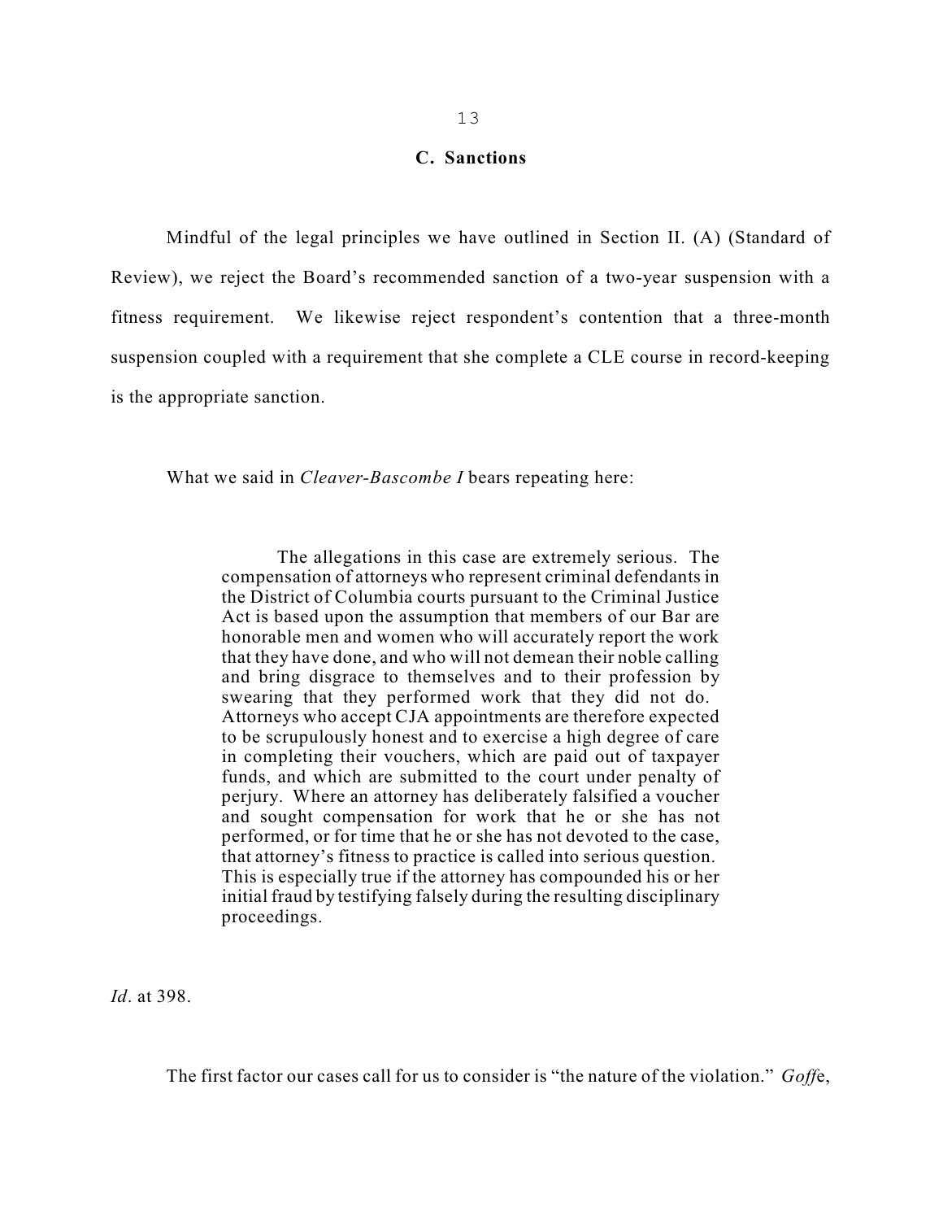### C. Sanctions

Mindful of the legal principles we have outlined in Section II. (A) (Standard of Review), we reject the Board's recommended sanction of a two-year suspension with a fitness requirement. We likewise reject respondent's contention that a three-month suspension coupled with a requirement that she complete a CLE course in record-keeping is the appropriate sanction.

What we said in *Cleaver-Bascombe I* bears repeating here:

> The allegations in this case are extremely serious. The compensation of attorneys who represent criminal defendants in the District of Columbia courts pursuant to the Criminal Justice Act is based upon the assumption that members of our Bar are honorable men and women who will accurately report the work that they have done, and who will not demean their noble calling and bring disgrace to themselves and to their profession by swearing that they performed work that they did not do. Attorneys who accept CJA appointments are therefore expected to be scrupulously honest and to exercise a high degree of care in completing their vouchers, which are paid out of taxpayer funds, and which are submitted to the court under penalty of perjury. Where an attorney has deliberately falsified a voucher and sought compensation for work that he or she has not performed, or for time that he or she has not devoted to the case, that attorney's fitness to practice is called into serious question. This is especially true if the attorney has compounded his or her initial fraud by testifying falsely during the resulting disciplinary proceedings.

*Id*. at 398.

The first factor our cases call for us to consider is "the nature of the violation." *Goffe*,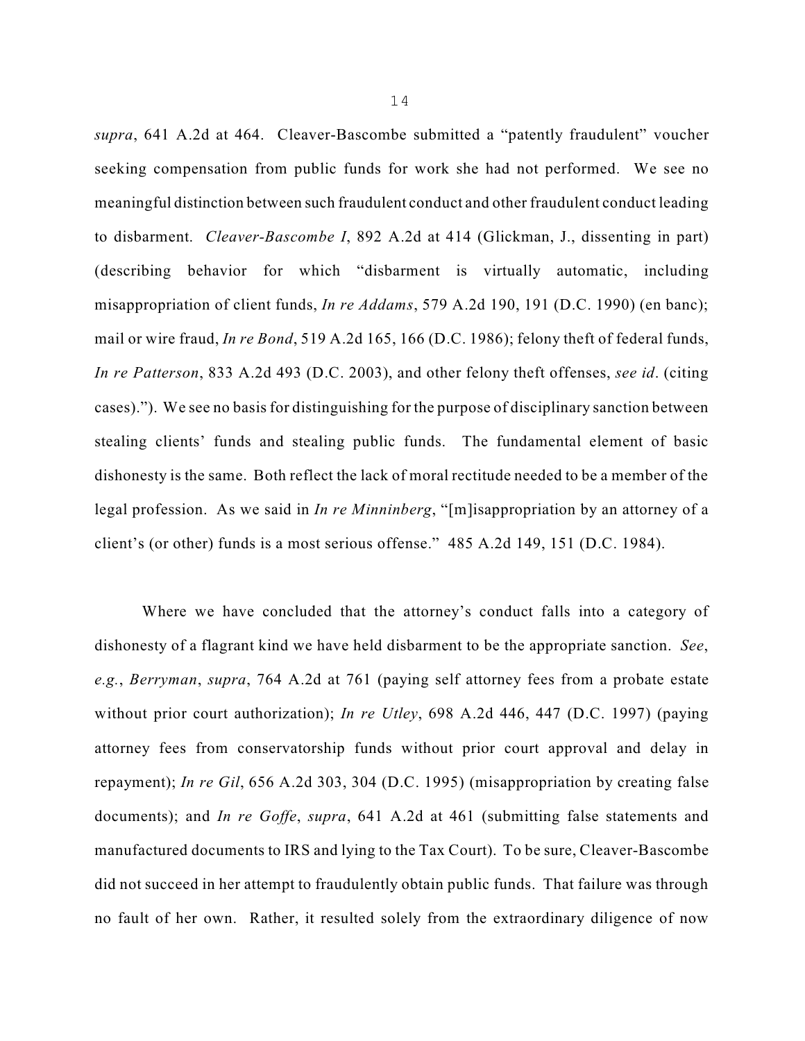*supra*, 641 A.2d at 464. Cleaver-Bascombe submitted a "patently fraudulent" voucher seeking compensation from public funds for work she had not performed. We see no meaningful distinction between such fraudulent conduct and other fraudulent conduct leading to disbarment. *Cleaver-Bascombe I*, 892 A.2d at 414 (Glickman, J., dissenting in part) (describing behavior for which "disbarment is virtually automatic, including misappropriation of client funds, *In re Addams*, 579 A.2d 190, 191 (D.C. 1990) (en banc); mail or wire fraud, *In re Bond*, 519 A.2d 165, 166 (D.C. 1986); felony theft of federal funds, *In re Patterson*, 833 A.2d 493 (D.C. 2003), and other felony theft offenses, *see id*. (citing cases)."). We see no basis for distinguishing for the purpose of disciplinary sanction between stealing clients' funds and stealing public funds. The fundamental element of basic dishonesty is the same. Both reflect the lack of moral rectitude needed to be a member of the legal profession. As we said in *In re Minninberg*, "[m]isappropriation by an attorney of a client's (or other) funds is a most serious offense." 485 A.2d 149, 151 (D.C. 1984).

Where we have concluded that the attorney's conduct falls into a category of dishonesty of a flagrant kind we have held disbarment to be the appropriate sanction. *See*, *e.g.*, *Berryman*, *supra*, 764 A.2d at 761 (paying self attorney fees from a probate estate without prior court authorization); *In re Utley*, 698 A.2d 446, 447 (D.C. 1997) (paying attorney fees from conservatorship funds without prior court approval and delay in repayment); *In re Gil*, 656 A.2d 303, 304 (D.C. 1995) (misappropriation by creating false documents); and *In re Goffe*, *supra*, 641 A.2d at 461 (submitting false statements and manufactured documents to IRS and lying to the Tax Court). To be sure, Cleaver-Bascombe did not succeed in her attempt to fraudulently obtain public funds. That failure was through no fault of her own. Rather, it resulted solely from the extraordinary diligence of now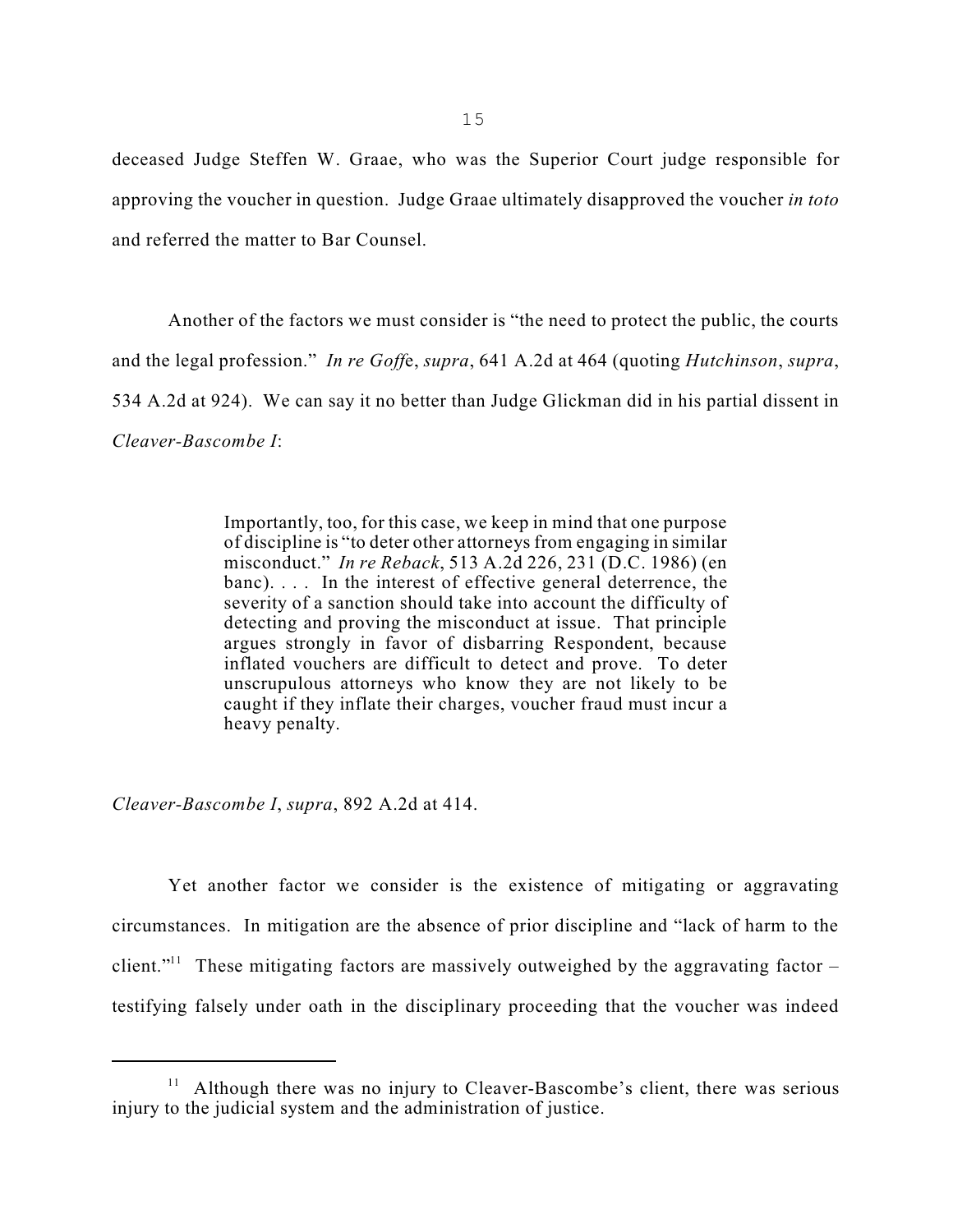deceased Judge Steffen W. Graae, who was the Superior Court judge responsible for approving the voucher in question. Judge Graae ultimately disapproved the voucher *in toto* and referred the matter to Bar Counsel.

Another of the factors we must consider is "the need to protect the public, the courts and the legal profession." *In re Goffe*, *supra*, 641 A.2d at 464 (quoting *Hutchinson*, *supra*, 534 A.2d at 924). We can say it no better than Judge Glickman did in his partial dissent in *Cleaver-Bascombe I*:

> Importantly, too, for this case, we keep in mind that one purpose of discipline is "to deter other attorneys from engaging in similar misconduct." *In re Reback*, 513 A.2d 226, 231 (D.C. 1986) (en banc). . . . In the interest of effective general deterrence, the severity of a sanction should take into account the difficulty of detecting and proving the misconduct at issue. That principle argues strongly in favor of disbarring Respondent, because inflated vouchers are difficult to detect and prove. To deter unscrupulous attorneys who know they are not likely to be caught if they inflate their charges, voucher fraud must incur a heavy penalty.

*Cleaver-Bascombe I*, *supra*, 892 A.2d at 414.

Yet another factor we consider is the existence of mitigating or aggravating circumstances. In mitigation are the absence of prior discipline and "lack of harm to the client."[11] These mitigating factors are massively outweighed by the aggravating factor – testifying falsely under oath in the disciplinary proceeding that the voucher was indeed

[11] Although there was no injury to Cleaver-Bascombe's client, there was serious injury to the judicial system and the administration of justice.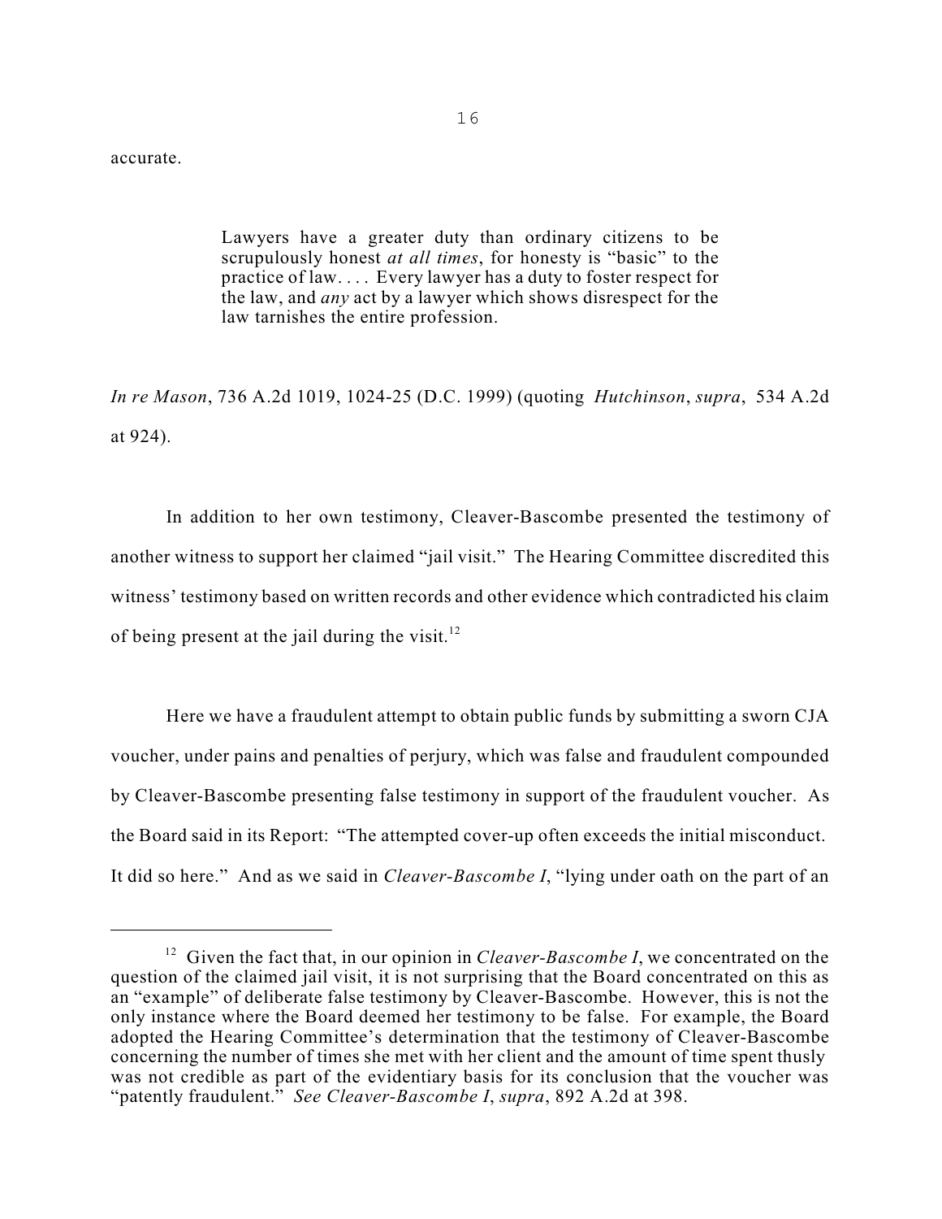accurate.

> Lawyers have a greater duty than ordinary citizens to be scrupulously honest *at all times*, for honesty is "basic" to the practice of law. . . . Every lawyer has a duty to foster respect for the law, and *any* act by a lawyer which shows disrespect for the law tarnishes the entire profession.

*In re Mason*, 736 A.2d 1019, 1024-25 (D.C. 1999) (quoting *Hutchinson*, *supra*, 534 A.2d at 924).

In addition to her own testimony, Cleaver-Bascombe presented the testimony of another witness to support her claimed "jail visit." The Hearing Committee discredited this witness' testimony based on written records and other evidence which contradicted his claim of being present at the jail during the visit.[12]

Here we have a fraudulent attempt to obtain public funds by submitting a sworn CJA voucher, under pains and penalties of perjury, which was false and fraudulent compounded by Cleaver-Bascombe presenting false testimony in support of the fraudulent voucher. As the Board said in its Report: "The attempted cover-up often exceeds the initial misconduct. It did so here." And as we said in *Cleaver-Bascombe I*, "lying under oath on the part of an

---

[12] Given the fact that, in our opinion in *Cleaver-Bascombe I*, we concentrated on the question of the claimed jail visit, it is not surprising that the Board concentrated on this as an "example" of deliberate false testimony by Cleaver-Bascombe. However, this is not the only instance where the Board deemed her testimony to be false. For example, the Board adopted the Hearing Committee's determination that the testimony of Cleaver-Bascombe concerning the number of times she met with her client and the amount of time spent thusly was not credible as part of the evidentiary basis for its conclusion that the voucher was "patently fraudulent." *See Cleaver-Bascombe I*, *supra*, 892 A.2d at 398.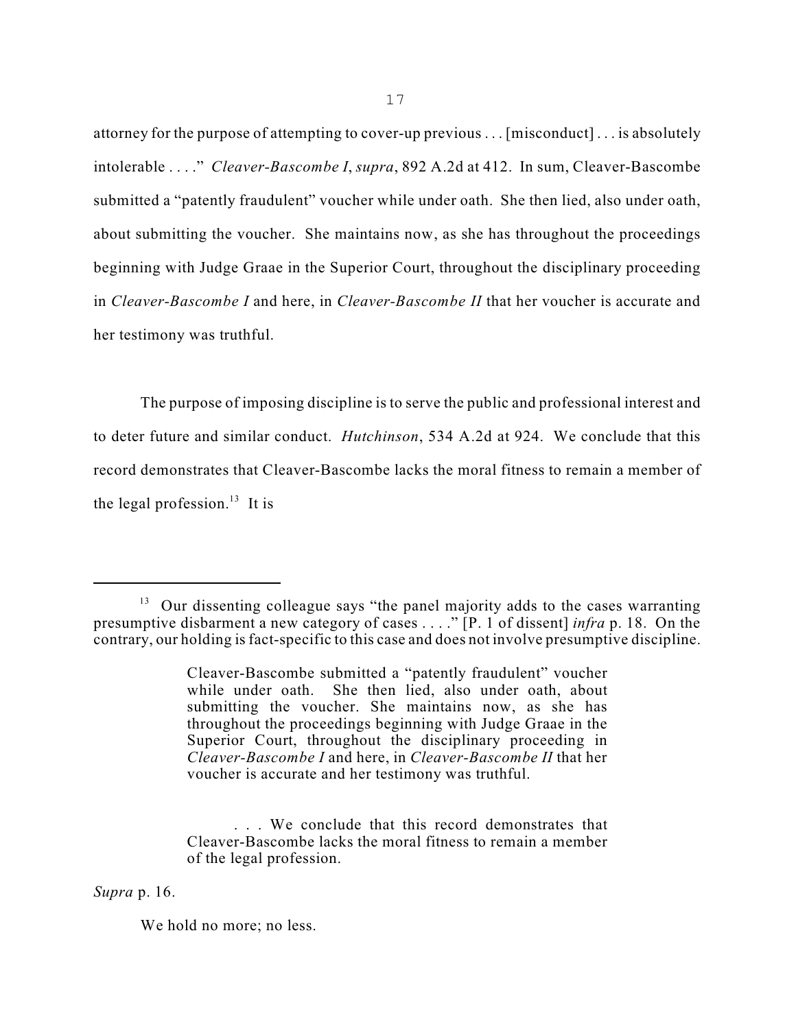attorney for the purpose of attempting to cover-up previous . . . [misconduct] . . . is absolutely intolerable . . . ." *Cleaver-Bascombe I*, *supra*, 892 A.2d at 412. In sum, Cleaver-Bascombe submitted a "patently fraudulent" voucher while under oath. She then lied, also under oath, about submitting the voucher. She maintains now, as she has throughout the proceedings beginning with Judge Graae in the Superior Court, throughout the disciplinary proceeding in *Cleaver-Bascombe I* and here, in *Cleaver-Bascombe II* that her voucher is accurate and her testimony was truthful.

The purpose of imposing discipline is to serve the public and professional interest and to deter future and similar conduct. *Hutchinson*, 534 A.2d at 924. We conclude that this record demonstrates that Cleaver-Bascombe lacks the moral fitness to remain a member of the legal profession.[13] It is

---

[13] Our dissenting colleague says "the panel majority adds to the cases warranting presumptive disbarment a new category of cases . . . ." [P. 1 of dissent] *infra* p. 18. On the contrary, our holding is fact-specific to this case and does not involve presumptive discipline.

> Cleaver-Bascombe submitted a "patently fraudulent" voucher while under oath. She then lied, also under oath, about submitting the voucher. She maintains now, as she has throughout the proceedings beginning with Judge Graae in the Superior Court, throughout the disciplinary proceeding in *Cleaver-Bascombe I* and here, in *Cleaver-Bascombe II* that her voucher is accurate and her testimony was truthful.
>
> . . . We conclude that this record demonstrates that Cleaver-Bascombe lacks the moral fitness to remain a member of the legal profession.

*Supra* p. 16.

We hold no more; no less.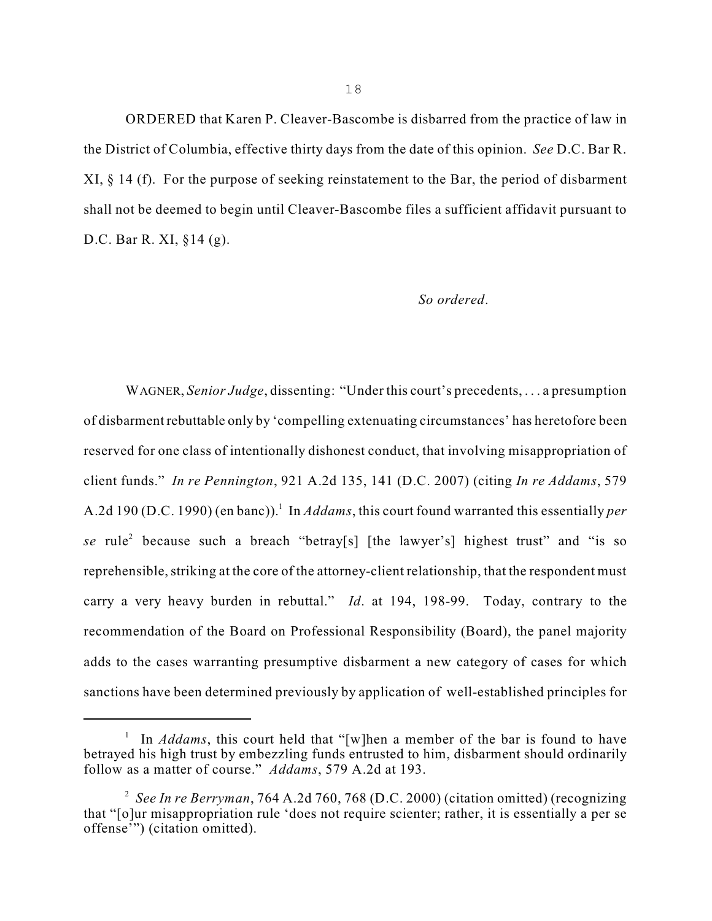ORDERED that Karen P. Cleaver-Bascombe is disbarred from the practice of law in the District of Columbia, effective thirty days from the date of this opinion. *See* D.C. Bar R. XI, § 14 (f). For the purpose of seeking reinstatement to the Bar, the period of disbarment shall not be deemed to begin until Cleaver-Bascombe files a sufficient affidavit pursuant to D.C. Bar R. XI, §14 (g).

*So ordered*.

WAGNER, *Senior Judge*, dissenting: "Under this court's precedents, . . . a presumption of disbarment rebuttable only by 'compelling extenuating circumstances' has heretofore been reserved for one class of intentionally dishonest conduct, that involving misappropriation of client funds." *In re Pennington*, 921 A.2d 135, 141 (D.C. 2007) (citing *In re Addams*, 579 A.2d 190 (D.C. 1990) (en banc)).[1] In *Addams*, this court found warranted this essentially *per se* rule[2] because such a breach "betray[s] [the lawyer's] highest trust" and "is so reprehensible, striking at the core of the attorney-client relationship, that the respondent must carry a very heavy burden in rebuttal." *Id*. at 194, 198-99. Today, contrary to the recommendation of the Board on Professional Responsibility (Board), the panel majority adds to the cases warranting presumptive disbarment a new category of cases for which sanctions have been determined previously by application of well-established principles for

[1] In *Addams*, this court held that "[w]hen a member of the bar is found to have betrayed his high trust by embezzling funds entrusted to him, disbarment should ordinarily follow as a matter of course." *Addams*, 579 A.2d at 193.

[2] *See In re Berryman*, 764 A.2d 760, 768 (D.C. 2000) (citation omitted) (recognizing that "[o]ur misappropriation rule 'does not require scienter; rather, it is essentially a per se offense'") (citation omitted).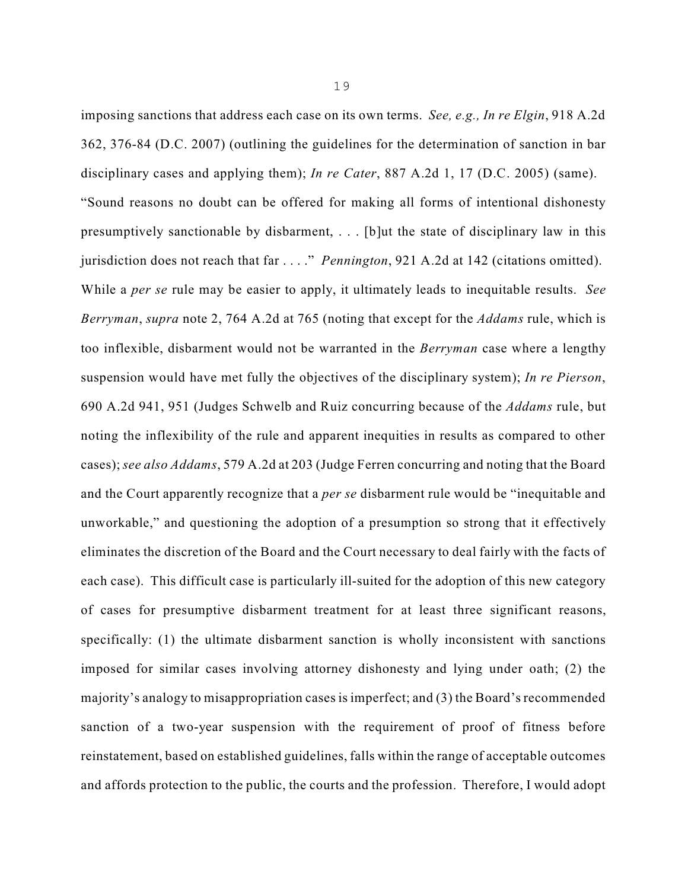imposing sanctions that address each case on its own terms. *See, e.g., In re Elgin*, 918 A.2d 362, 376-84 (D.C. 2007) (outlining the guidelines for the determination of sanction in bar disciplinary cases and applying them); *In re Cater*, 887 A.2d 1, 17 (D.C. 2005) (same). "Sound reasons no doubt can be offered for making all forms of intentional dishonesty presumptively sanctionable by disbarment, . . . [b]ut the state of disciplinary law in this jurisdiction does not reach that far . . . ." *Pennington*, 921 A.2d at 142 (citations omitted). While a *per se* rule may be easier to apply, it ultimately leads to inequitable results. *See Berryman*, *supra* note 2, 764 A.2d at 765 (noting that except for the *Addams* rule, which is too inflexible, disbarment would not be warranted in the *Berryman* case where a lengthy suspension would have met fully the objectives of the disciplinary system); *In re Pierson*, 690 A.2d 941, 951 (Judges Schwelb and Ruiz concurring because of the *Addams* rule, but noting the inflexibility of the rule and apparent inequities in results as compared to other cases); *see also Addams*, 579 A.2d at 203 (Judge Ferren concurring and noting that the Board and the Court apparently recognize that a *per se* disbarment rule would be "inequitable and unworkable," and questioning the adoption of a presumption so strong that it effectively eliminates the discretion of the Board and the Court necessary to deal fairly with the facts of each case). This difficult case is particularly ill-suited for the adoption of this new category of cases for presumptive disbarment treatment for at least three significant reasons, specifically: (1) the ultimate disbarment sanction is wholly inconsistent with sanctions imposed for similar cases involving attorney dishonesty and lying under oath; (2) the majority's analogy to misappropriation cases is imperfect; and (3) the Board's recommended sanction of a two-year suspension with the requirement of proof of fitness before reinstatement, based on established guidelines, falls within the range of acceptable outcomes and affords protection to the public, the courts and the profession. Therefore, I would adopt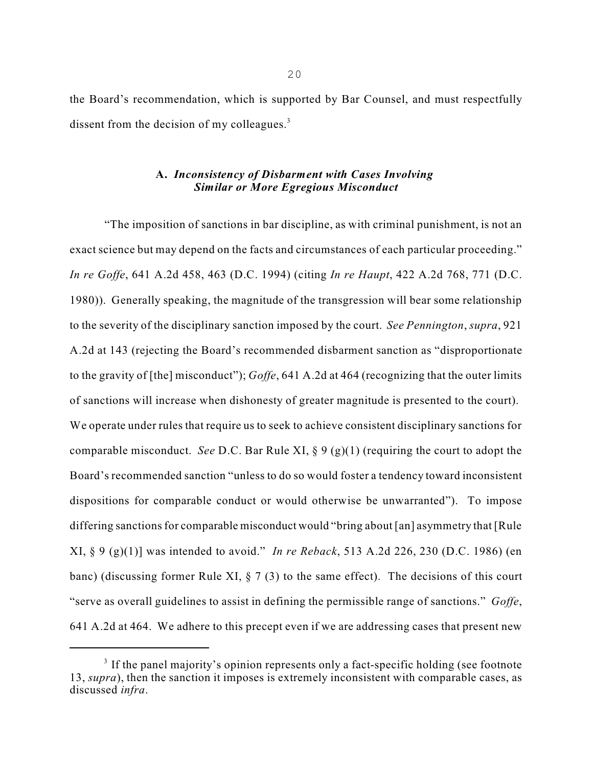the Board's recommendation, which is supported by Bar Counsel, and must respectfully dissent from the decision of my colleagues.[3]

### A. *Inconsistency of Disbarment with Cases Involving Similar or More Egregious Misconduct*

"The imposition of sanctions in bar discipline, as with criminal punishment, is not an exact science but may depend on the facts and circumstances of each particular proceeding." *In re Goffe*, 641 A.2d 458, 463 (D.C. 1994) (citing *In re Haupt*, 422 A.2d 768, 771 (D.C. 1980)). Generally speaking, the magnitude of the transgression will bear some relationship to the severity of the disciplinary sanction imposed by the court. *See Pennington*, *supra*, 921 A.2d at 143 (rejecting the Board's recommended disbarment sanction as "disproportionate to the gravity of [the] misconduct"); *Goffe*, 641 A.2d at 464 (recognizing that the outer limits of sanctions will increase when dishonesty of greater magnitude is presented to the court). We operate under rules that require us to seek to achieve consistent disciplinary sanctions for comparable misconduct. *See* D.C. Bar Rule XI, § 9 (g)(1) (requiring the court to adopt the Board's recommended sanction "unless to do so would foster a tendency toward inconsistent dispositions for comparable conduct or would otherwise be unwarranted"). To impose differing sanctions for comparable misconduct would "bring about [an] asymmetry that [Rule XI, § 9 (g)(1)] was intended to avoid." *In re Reback*, 513 A.2d 226, 230 (D.C. 1986) (en banc) (discussing former Rule XI, § 7 (3) to the same effect). The decisions of this court "serve as overall guidelines to assist in defining the permissible range of sanctions." *Goffe*, 641 A.2d at 464. We adhere to this precept even if we are addressing cases that present new

[3] If the panel majority's opinion represents only a fact-specific holding (see footnote 13, *supra*), then the sanction it imposes is extremely inconsistent with comparable cases, as discussed *infra*.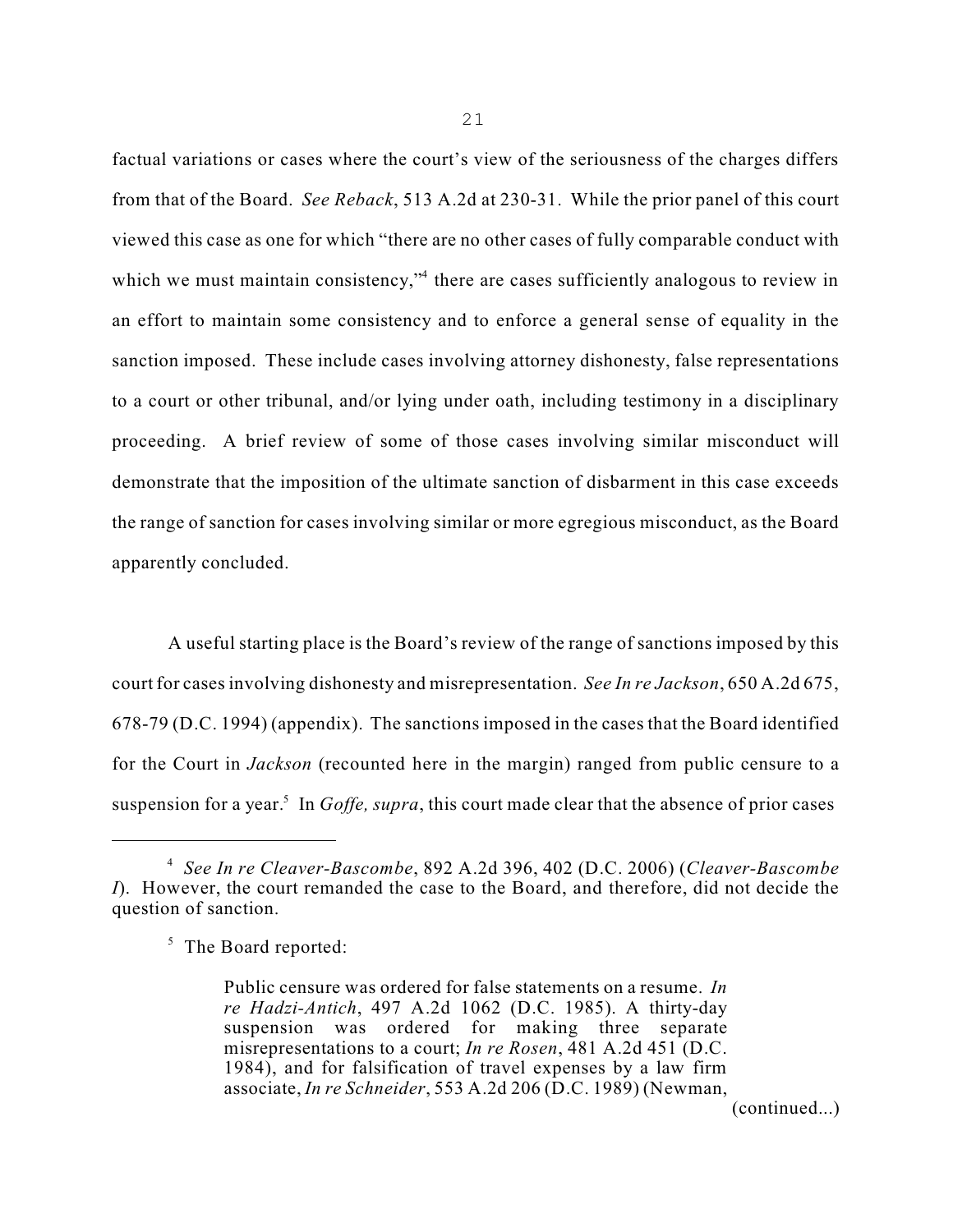factual variations or cases where the court's view of the seriousness of the charges differs from that of the Board. *See Reback*, 513 A.2d at 230-31. While the prior panel of this court viewed this case as one for which "there are no other cases of fully comparable conduct with which we must maintain consistency,"[4] there are cases sufficiently analogous to review in an effort to maintain some consistency and to enforce a general sense of equality in the sanction imposed. These include cases involving attorney dishonesty, false representations to a court or other tribunal, and/or lying under oath, including testimony in a disciplinary proceeding. A brief review of some of those cases involving similar misconduct will demonstrate that the imposition of the ultimate sanction of disbarment in this case exceeds the range of sanction for cases involving similar or more egregious misconduct, as the Board apparently concluded.

A useful starting place is the Board's review of the range of sanctions imposed by this court for cases involving dishonesty and misrepresentation. *See In re Jackson*, 650 A.2d 675, 678-79 (D.C. 1994) (appendix). The sanctions imposed in the cases that the Board identified for the Court in *Jackson* (recounted here in the margin) ranged from public censure to a suspension for a year.[5] In *Goffe, supra*, this court made clear that the absence of prior cases

---

[4] *See In re Cleaver-Bascombe*, 892 A.2d 396, 402 (D.C. 2006) (*Cleaver-Bascombe I*). However, the court remanded the case to the Board, and therefore, did not decide the question of sanction.

[5] The Board reported:

> Public censure was ordered for false statements on a resume. *In re Hadzi-Antich*, 497 A.2d 1062 (D.C. 1985). A thirty-day suspension was ordered for making three separate misrepresentations to a court; *In re Rosen*, 481 A.2d 451 (D.C. 1984), and for falsification of travel expenses by a law firm associate, *In re Schneider*, 553 A.2d 206 (D.C. 1989) (Newman,

(continued...)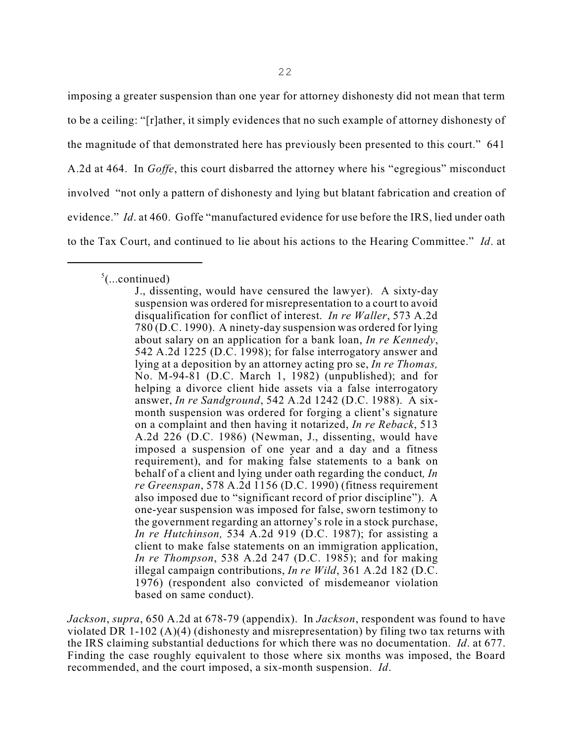imposing a greater suspension than one year for attorney dishonesty did not mean that term to be a ceiling: "[r]ather, it simply evidences that no such example of attorney dishonesty of the magnitude of that demonstrated here has previously been presented to this court." 641 A.2d at 464. In *Goffe*, this court disbarred the attorney where his "egregious" misconduct involved "not only a pattern of dishonesty and lying but blatant fabrication and creation of evidence." *Id*. at 460. Goffe "manufactured evidence for use before the IRS, lied under oath to the Tax Court, and continued to lie about his actions to the Hearing Committee." *Id*. at

---

[5](...continued)

> J., dissenting, would have censured the lawyer). A sixty-day suspension was ordered for misrepresentation to a court to avoid disqualification for conflict of interest. *In re Waller*, 573 A.2d 780 (D.C. 1990). A ninety-day suspension was ordered for lying about salary on an application for a bank loan, *In re Kennedy*, 542 A.2d 1225 (D.C. 1998); for false interrogatory answer and lying at a deposition by an attorney acting pro se, *In re Thomas,* No. M-94-81 (D.C. March 1, 1982) (unpublished); and for helping a divorce client hide assets via a false interrogatory answer, *In re Sandground*, 542 A.2d 1242 (D.C. 1988). A six-month suspension was ordered for forging a client's signature on a complaint and then having it notarized, *In re Reback*, 513 A.2d 226 (D.C. 1986) (Newman, J., dissenting, would have imposed a suspension of one year and a day and a fitness requirement), and for making false statements to a bank on behalf of a client and lying under oath regarding the conduct*, In re Greenspan*, 578 A.2d 1156 (D.C. 1990) (fitness requirement also imposed due to "significant record of prior discipline"). A one-year suspension was imposed for false, sworn testimony to the government regarding an attorney's role in a stock purchase, *In re Hutchinson,* 534 A.2d 919 (D.C. 1987); for assisting a client to make false statements on an immigration application, *In re Thompson*, 538 A.2d 247 (D.C. 1985); and for making illegal campaign contributions, *In re Wild*, 361 A.2d 182 (D.C. 1976) (respondent also convicted of misdemeanor violation based on same conduct).

*Jackson*, *supra*, 650 A.2d at 678-79 (appendix). In *Jackson*, respondent was found to have violated DR 1-102 (A)(4) (dishonesty and misrepresentation) by filing two tax returns with the IRS claiming substantial deductions for which there was no documentation. *Id*. at 677. Finding the case roughly equivalent to those where six months was imposed, the Board recommended, and the court imposed, a six-month suspension. *Id*.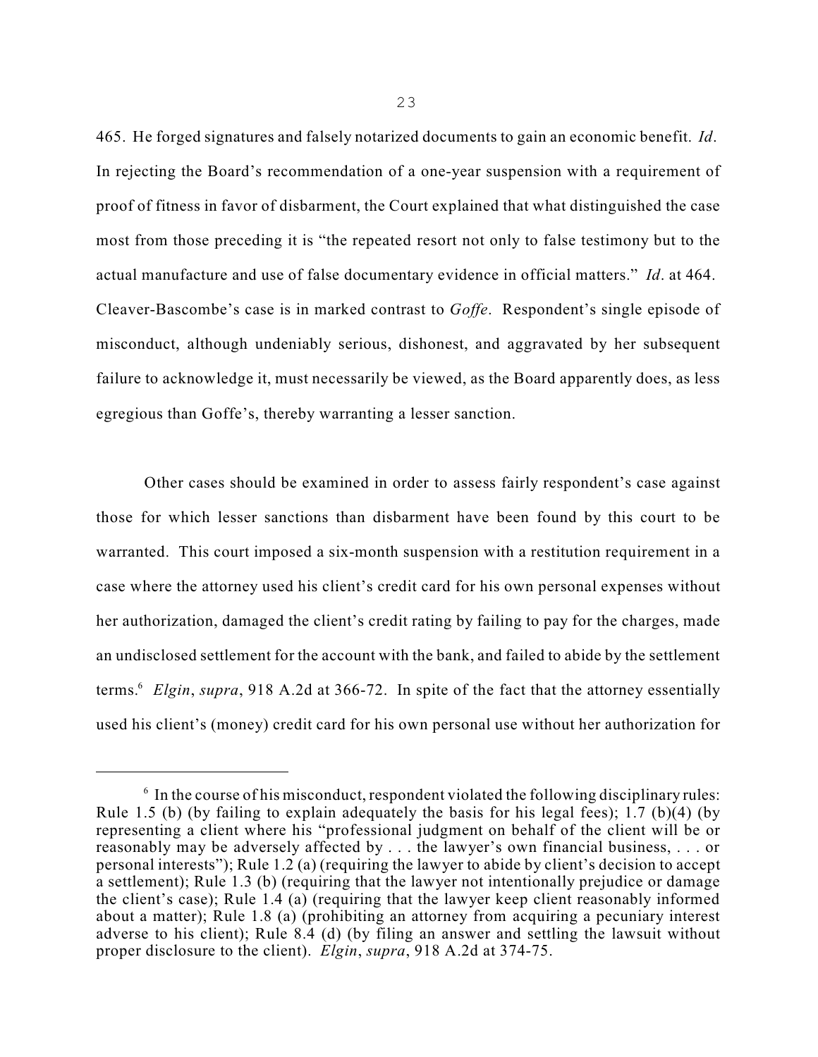465. He forged signatures and falsely notarized documents to gain an economic benefit. *Id*. In rejecting the Board's recommendation of a one-year suspension with a requirement of proof of fitness in favor of disbarment, the Court explained that what distinguished the case most from those preceding it is "the repeated resort not only to false testimony but to the actual manufacture and use of false documentary evidence in official matters." *Id*. at 464. Cleaver-Bascombe's case is in marked contrast to *Goffe*. Respondent's single episode of misconduct, although undeniably serious, dishonest, and aggravated by her subsequent failure to acknowledge it, must necessarily be viewed, as the Board apparently does, as less egregious than Goffe's, thereby warranting a lesser sanction.

Other cases should be examined in order to assess fairly respondent's case against those for which lesser sanctions than disbarment have been found by this court to be warranted. This court imposed a six-month suspension with a restitution requirement in a case where the attorney used his client's credit card for his own personal expenses without her authorization, damaged the client's credit rating by failing to pay for the charges, made an undisclosed settlement for the account with the bank, and failed to abide by the settlement terms.[6] *Elgin*, *supra*, 918 A.2d at 366-72. In spite of the fact that the attorney essentially used his client's (money) credit card for his own personal use without her authorization for

---

[6] In the course of his misconduct, respondent violated the following disciplinary rules: Rule 1.5 (b) (by failing to explain adequately the basis for his legal fees); 1.7 (b)(4) (by representing a client where his "professional judgment on behalf of the client will be or reasonably may be adversely affected by . . . the lawyer's own financial business, . . . or personal interests"); Rule 1.2 (a) (requiring the lawyer to abide by client's decision to accept a settlement); Rule 1.3 (b) (requiring that the lawyer not intentionally prejudice or damage the client's case); Rule 1.4 (a) (requiring that the lawyer keep client reasonably informed about a matter); Rule 1.8 (a) (prohibiting an attorney from acquiring a pecuniary interest adverse to his client); Rule 8.4 (d) (by filing an answer and settling the lawsuit without proper disclosure to the client). *Elgin*, *supra*, 918 A.2d at 374-75.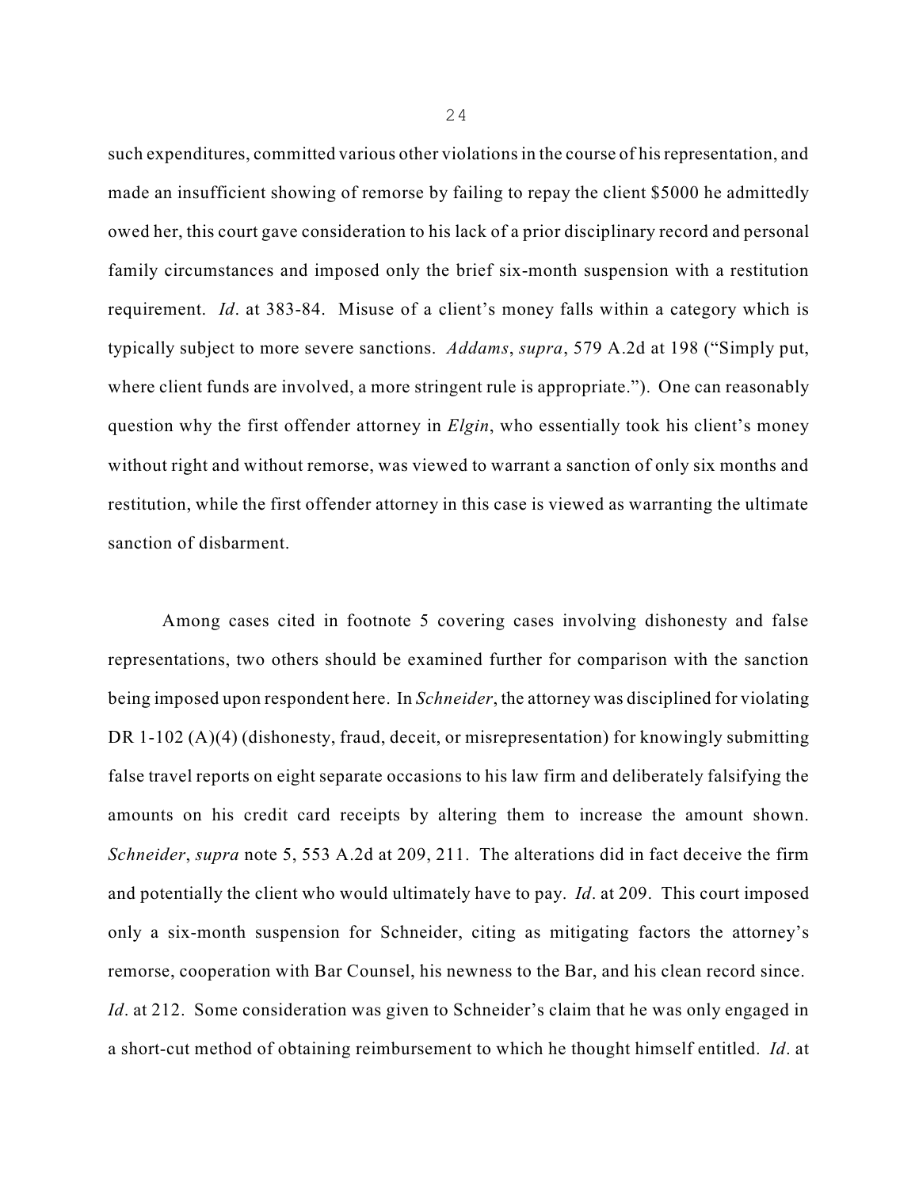such expenditures, committed various other violations in the course of his representation, and made an insufficient showing of remorse by failing to repay the client $5000 he admittedly owed her, this court gave consideration to his lack of a prior disciplinary record and personal family circumstances and imposed only the brief six-month suspension with a restitution requirement. *Id*. at 383-84. Misuse of a client's money falls within a category which is typically subject to more severe sanctions. *Addams*, *supra*, 579 A.2d at 198 ("Simply put, where client funds are involved, a more stringent rule is appropriate."). One can reasonably question why the first offender attorney in *Elgin*, who essentially took his client's money without right and without remorse, was viewed to warrant a sanction of only six months and restitution, while the first offender attorney in this case is viewed as warranting the ultimate sanction of disbarment.

Among cases cited in footnote 5 covering cases involving dishonesty and false representations, two others should be examined further for comparison with the sanction being imposed upon respondent here. In *Schneider*, the attorney was disciplined for violating DR 1-102 (A)(4) (dishonesty, fraud, deceit, or misrepresentation) for knowingly submitting false travel reports on eight separate occasions to his law firm and deliberately falsifying the amounts on his credit card receipts by altering them to increase the amount shown. *Schneider*, *supra* note 5, 553 A.2d at 209, 211. The alterations did in fact deceive the firm and potentially the client who would ultimately have to pay. *Id*. at 209. This court imposed only a six-month suspension for Schneider, citing as mitigating factors the attorney's remorse, cooperation with Bar Counsel, his newness to the Bar, and his clean record since. *Id*. at 212. Some consideration was given to Schneider's claim that he was only engaged in a short-cut method of obtaining reimbursement to which he thought himself entitled. *Id*. at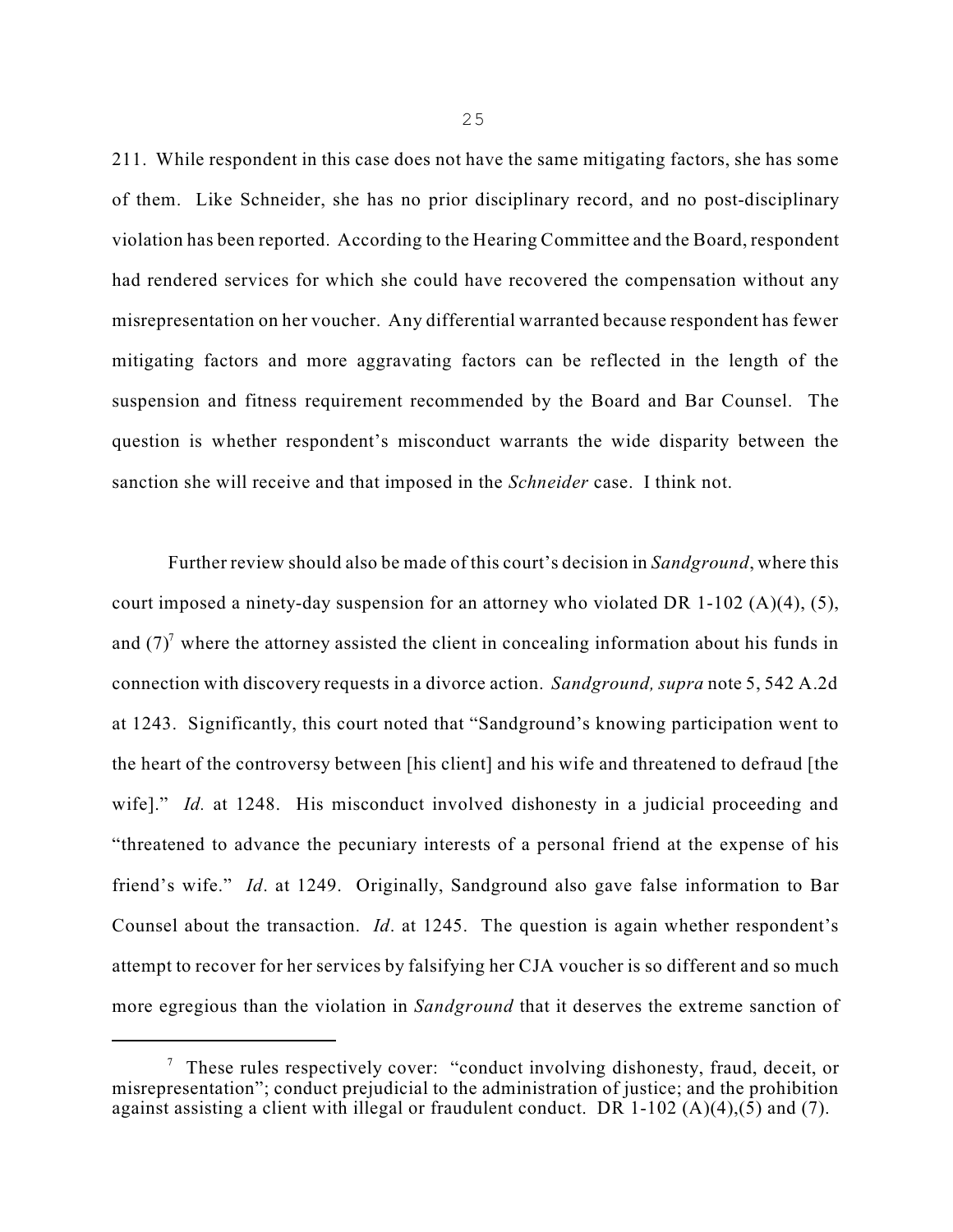211. While respondent in this case does not have the same mitigating factors, she has some of them. Like Schneider, she has no prior disciplinary record, and no post-disciplinary violation has been reported. According to the Hearing Committee and the Board, respondent had rendered services for which she could have recovered the compensation without any misrepresentation on her voucher. Any differential warranted because respondent has fewer mitigating factors and more aggravating factors can be reflected in the length of the suspension and fitness requirement recommended by the Board and Bar Counsel. The question is whether respondent's misconduct warrants the wide disparity between the sanction she will receive and that imposed in the *Schneider* case. I think not.

Further review should also be made of this court's decision in *Sandground*, where this court imposed a ninety-day suspension for an attorney who violated DR 1-102 (A)(4), (5), and (7)[7] where the attorney assisted the client in concealing information about his funds in connection with discovery requests in a divorce action. *Sandground, supra* note 5, 542 A.2d at 1243. Significantly, this court noted that "Sandground's knowing participation went to the heart of the controversy between [his client] and his wife and threatened to defraud [the wife]." *Id.* at 1248. His misconduct involved dishonesty in a judicial proceeding and "threatened to advance the pecuniary interests of a personal friend at the expense of his friend's wife." *Id*. at 1249. Originally, Sandground also gave false information to Bar Counsel about the transaction. *Id*. at 1245. The question is again whether respondent's attempt to recover for her services by falsifying her CJA voucher is so different and so much more egregious than the violation in *Sandground* that it deserves the extreme sanction of

---

[7] These rules respectively cover: "conduct involving dishonesty, fraud, deceit, or misrepresentation"; conduct prejudicial to the administration of justice; and the prohibition against assisting a client with illegal or fraudulent conduct. DR 1-102 (A)(4),(5) and (7).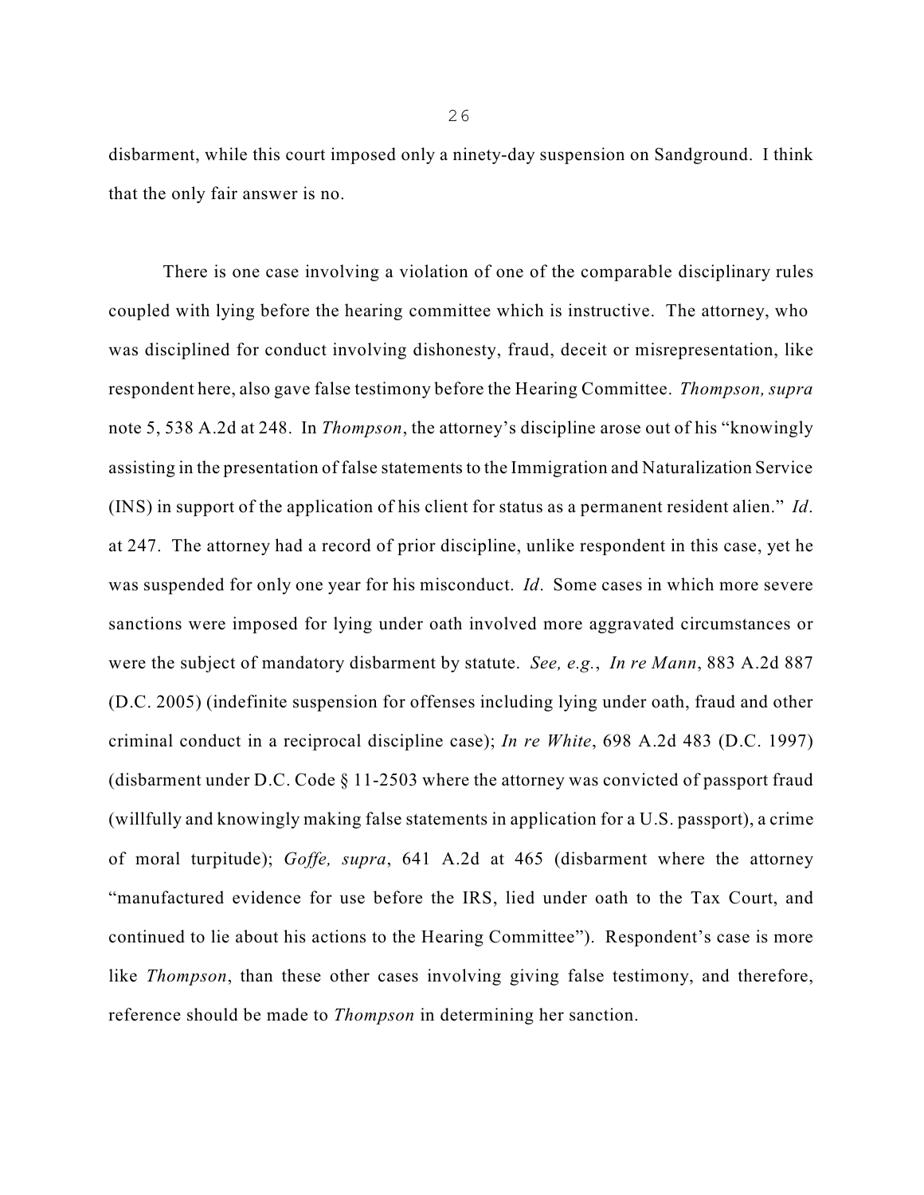disbarment, while this court imposed only a ninety-day suspension on Sandground. I think that the only fair answer is no.

There is one case involving a violation of one of the comparable disciplinary rules coupled with lying before the hearing committee which is instructive. The attorney, who was disciplined for conduct involving dishonesty, fraud, deceit or misrepresentation, like respondent here, also gave false testimony before the Hearing Committee. *Thompson, supra* note 5, 538 A.2d at 248. In *Thompson*, the attorney's discipline arose out of his "knowingly assisting in the presentation of false statements to the Immigration and Naturalization Service (INS) in support of the application of his client for status as a permanent resident alien." *Id*. at 247. The attorney had a record of prior discipline, unlike respondent in this case, yet he was suspended for only one year for his misconduct. *Id*. Some cases in which more severe sanctions were imposed for lying under oath involved more aggravated circumstances or were the subject of mandatory disbarment by statute. *See, e.g.*, *In re Mann*, 883 A.2d 887 (D.C. 2005) (indefinite suspension for offenses including lying under oath, fraud and other criminal conduct in a reciprocal discipline case); *In re White*, 698 A.2d 483 (D.C. 1997) (disbarment under D.C. Code § 11-2503 where the attorney was convicted of passport fraud (willfully and knowingly making false statements in application for a U.S. passport), a crime of moral turpitude); *Goffe, supra*, 641 A.2d at 465 (disbarment where the attorney "manufactured evidence for use before the IRS, lied under oath to the Tax Court, and continued to lie about his actions to the Hearing Committee"). Respondent's case is more like *Thompson*, than these other cases involving giving false testimony, and therefore, reference should be made to *Thompson* in determining her sanction.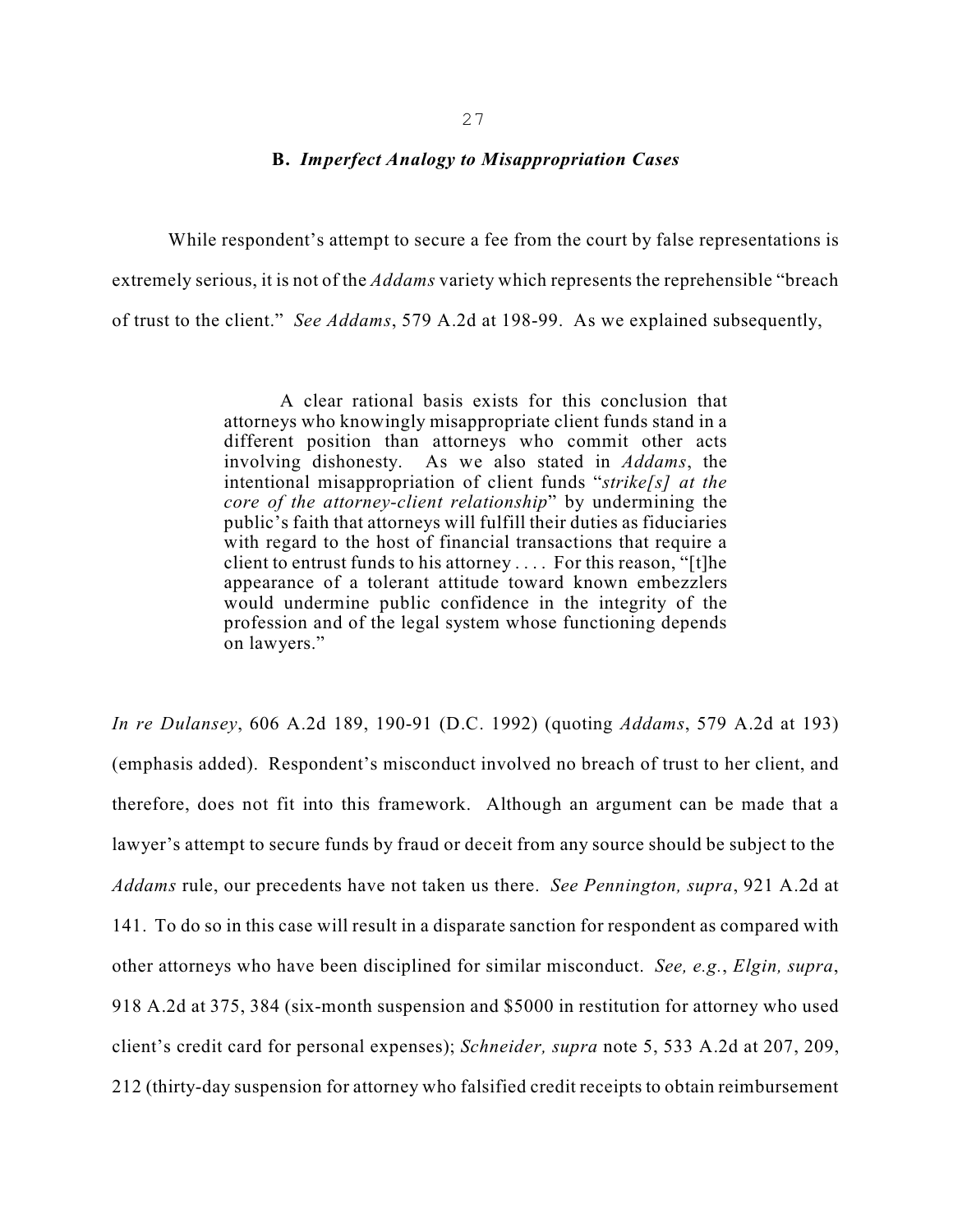### B. *Imperfect Analogy to Misappropriation Cases*

While respondent's attempt to secure a fee from the court by false representations is extremely serious, it is not of the *Addams* variety which represents the reprehensible "breach of trust to the client." *See Addams*, 579 A.2d at 198-99. As we explained subsequently,

> A clear rational basis exists for this conclusion that attorneys who knowingly misappropriate client funds stand in a different position than attorneys who commit other acts involving dishonesty. As we also stated in *Addams*, the intentional misappropriation of client funds "*strike[s] at the core of the attorney-client relationship*" by undermining the public's faith that attorneys will fulfill their duties as fiduciaries with regard to the host of financial transactions that require a client to entrust funds to his attorney . . . . For this reason, "[t]he appearance of a tolerant attitude toward known embezzlers would undermine public confidence in the integrity of the profession and of the legal system whose functioning depends on lawyers."

*In re Dulansey*, 606 A.2d 189, 190-91 (D.C. 1992) (quoting *Addams*, 579 A.2d at 193) (emphasis added). Respondent's misconduct involved no breach of trust to her client, and therefore, does not fit into this framework. Although an argument can be made that a lawyer's attempt to secure funds by fraud or deceit from any source should be subject to the *Addams* rule, our precedents have not taken us there. *See Pennington, supra*, 921 A.2d at 141. To do so in this case will result in a disparate sanction for respondent as compared with other attorneys who have been disciplined for similar misconduct. *See, e.g.*, *Elgin, supra*, 918 A.2d at 375, 384 (six-month suspension and $5000 in restitution for attorney who used client's credit card for personal expenses); *Schneider, supra* note 5, 533 A.2d at 207, 209, 212 (thirty-day suspension for attorney who falsified credit receipts to obtain reimbursement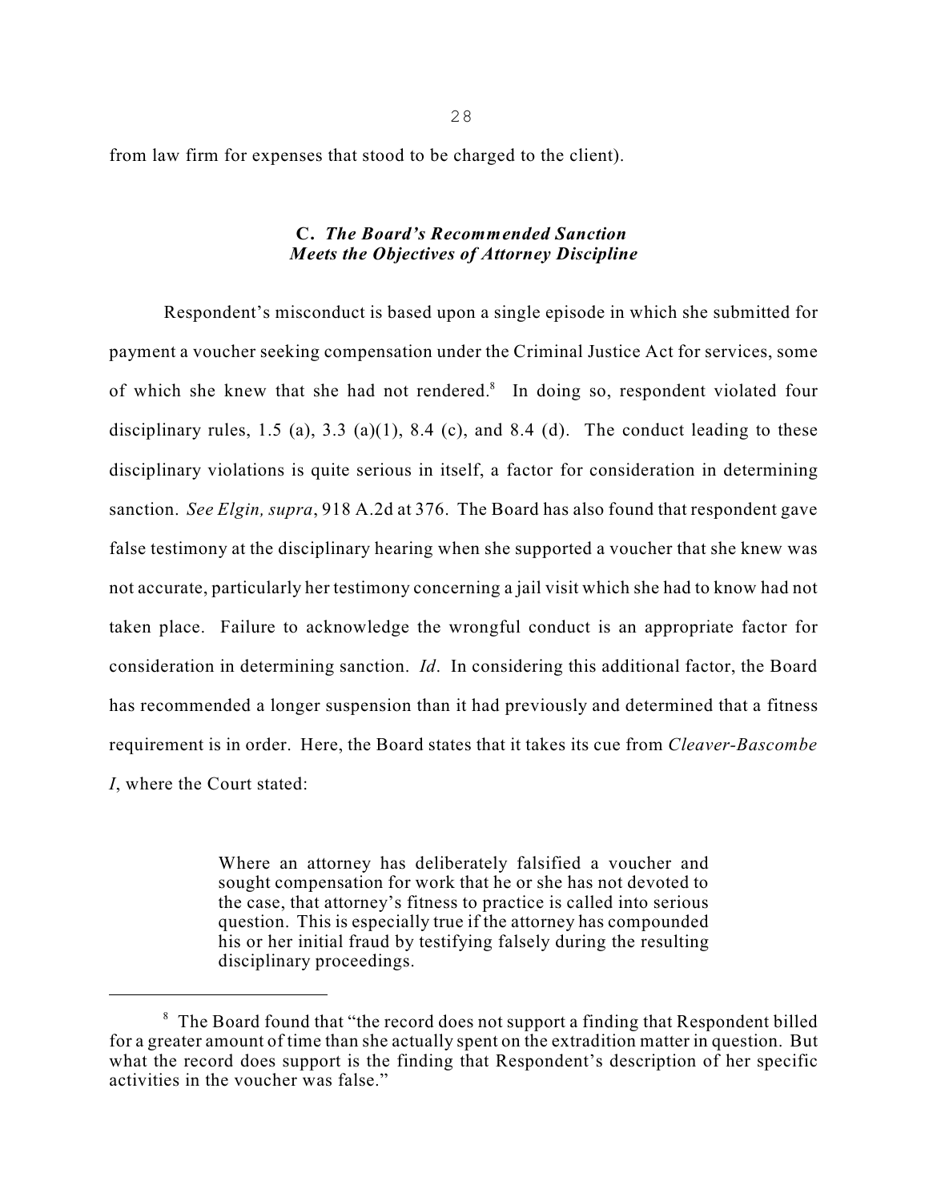from law firm for expenses that stood to be charged to the client).

### C. *The Board's Recommended Sanction Meets the Objectives of Attorney Discipline*

Respondent's misconduct is based upon a single episode in which she submitted for payment a voucher seeking compensation under the Criminal Justice Act for services, some of which she knew that she had not rendered.[8] In doing so, respondent violated four disciplinary rules, 1.5 (a), 3.3 (a)(1), 8.4 (c), and 8.4 (d). The conduct leading to these disciplinary violations is quite serious in itself, a factor for consideration in determining sanction. *See Elgin, supra*, 918 A.2d at 376. The Board has also found that respondent gave false testimony at the disciplinary hearing when she supported a voucher that she knew was not accurate, particularly her testimony concerning a jail visit which she had to know had not taken place. Failure to acknowledge the wrongful conduct is an appropriate factor for consideration in determining sanction. *Id*. In considering this additional factor, the Board has recommended a longer suspension than it had previously and determined that a fitness requirement is in order. Here, the Board states that it takes its cue from *Cleaver-Bascombe I*, where the Court stated:

> Where an attorney has deliberately falsified a voucher and sought compensation for work that he or she has not devoted to the case, that attorney's fitness to practice is called into serious question. This is especially true if the attorney has compounded his or her initial fraud by testifying falsely during the resulting disciplinary proceedings.

---

[8] The Board found that "the record does not support a finding that Respondent billed for a greater amount of time than she actually spent on the extradition matter in question. But what the record does support is the finding that Respondent's description of her specific activities in the voucher was false."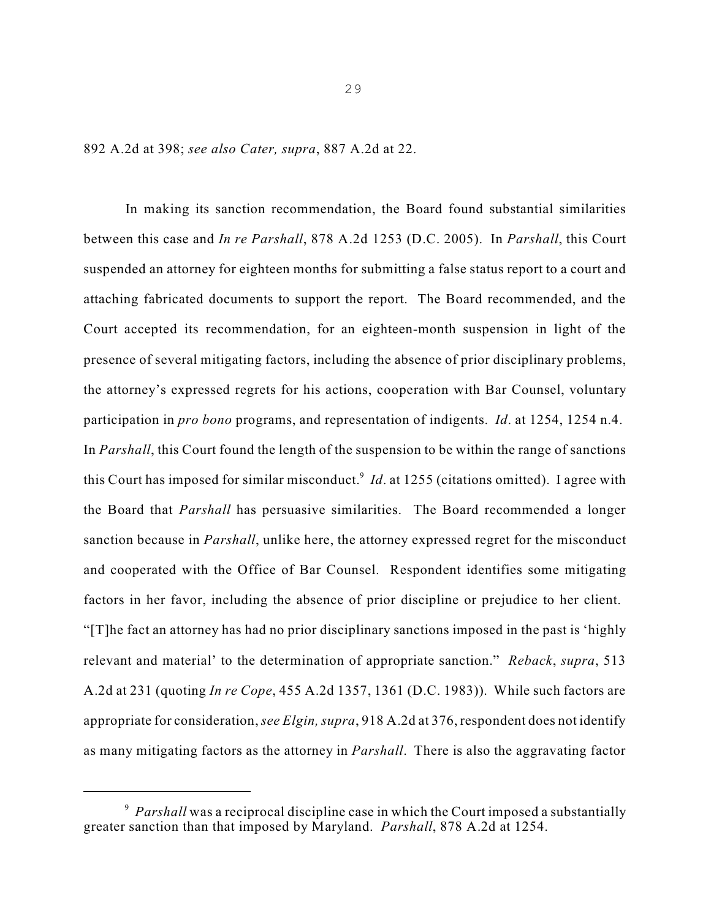892 A.2d at 398; *see also Cater, supra*, 887 A.2d at 22.

In making its sanction recommendation, the Board found substantial similarities between this case and *In re Parshall*, 878 A.2d 1253 (D.C. 2005). In *Parshall*, this Court suspended an attorney for eighteen months for submitting a false status report to a court and attaching fabricated documents to support the report. The Board recommended, and the Court accepted its recommendation, for an eighteen-month suspension in light of the presence of several mitigating factors, including the absence of prior disciplinary problems, the attorney's expressed regrets for his actions, cooperation with Bar Counsel, voluntary participation in *pro bono* programs, and representation of indigents. *Id*. at 1254, 1254 n.4. In *Parshall*, this Court found the length of the suspension to be within the range of sanctions this Court has imposed for similar misconduct.[9] *Id*. at 1255 (citations omitted). I agree with the Board that *Parshall* has persuasive similarities. The Board recommended a longer sanction because in *Parshall*, unlike here, the attorney expressed regret for the misconduct and cooperated with the Office of Bar Counsel. Respondent identifies some mitigating factors in her favor, including the absence of prior discipline or prejudice to her client. "[T]he fact an attorney has had no prior disciplinary sanctions imposed in the past is 'highly relevant and material' to the determination of appropriate sanction." *Reback*, *supra*, 513 A.2d at 231 (quoting *In re Cope*, 455 A.2d 1357, 1361 (D.C. 1983)). While such factors are appropriate for consideration, *see Elgin, supra*, 918 A.2d at 376, respondent does not identify as many mitigating factors as the attorney in *Parshall*. There is also the aggravating factor

---

[9] *Parshall* was a reciprocal discipline case in which the Court imposed a substantially greater sanction than that imposed by Maryland. *Parshall*, 878 A.2d at 1254.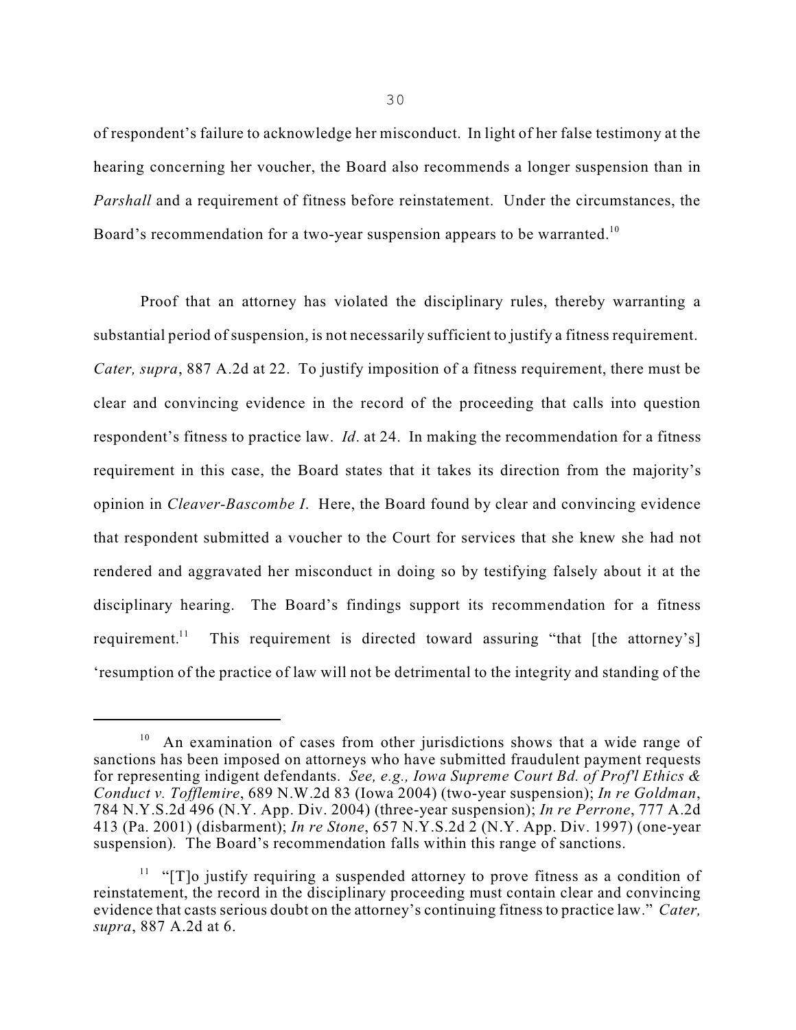of respondent's failure to acknowledge her misconduct. In light of her false testimony at the hearing concerning her voucher, the Board also recommends a longer suspension than in *Parshall* and a requirement of fitness before reinstatement. Under the circumstances, the Board's recommendation for a two-year suspension appears to be warranted.[10]

Proof that an attorney has violated the disciplinary rules, thereby warranting a substantial period of suspension, is not necessarily sufficient to justify a fitness requirement. *Cater, supra*, 887 A.2d at 22. To justify imposition of a fitness requirement, there must be clear and convincing evidence in the record of the proceeding that calls into question respondent's fitness to practice law. *Id*. at 24. In making the recommendation for a fitness requirement in this case, the Board states that it takes its direction from the majority's opinion in *Cleaver-Bascombe I*. Here, the Board found by clear and convincing evidence that respondent submitted a voucher to the Court for services that she knew she had not rendered and aggravated her misconduct in doing so by testifying falsely about it at the disciplinary hearing. The Board's findings support its recommendation for a fitness requirement.[11] This requirement is directed toward assuring "that [the attorney's] 'resumption of the practice of law will not be detrimental to the integrity and standing of the

---

[10] An examination of cases from other jurisdictions shows that a wide range of sanctions has been imposed on attorneys who have submitted fraudulent payment requests for representing indigent defendants. *See, e.g., Iowa Supreme Court Bd. of Prof'l Ethics & Conduct v. Tofflemire*, 689 N.W.2d 83 (Iowa 2004) (two-year suspension); *In re Goldman*, 784 N.Y.S.2d 496 (N.Y. App. Div. 2004) (three-year suspension); *In re Perrone*, 777 A.2d 413 (Pa. 2001) (disbarment); *In re Stone*, 657 N.Y.S.2d 2 (N.Y. App. Div. 1997) (one-year suspension). The Board's recommendation falls within this range of sanctions.

[11] "[T]o justify requiring a suspended attorney to prove fitness as a condition of reinstatement, the record in the disciplinary proceeding must contain clear and convincing evidence that casts serious doubt on the attorney's continuing fitness to practice law." *Cater, supra*, 887 A.2d at 6.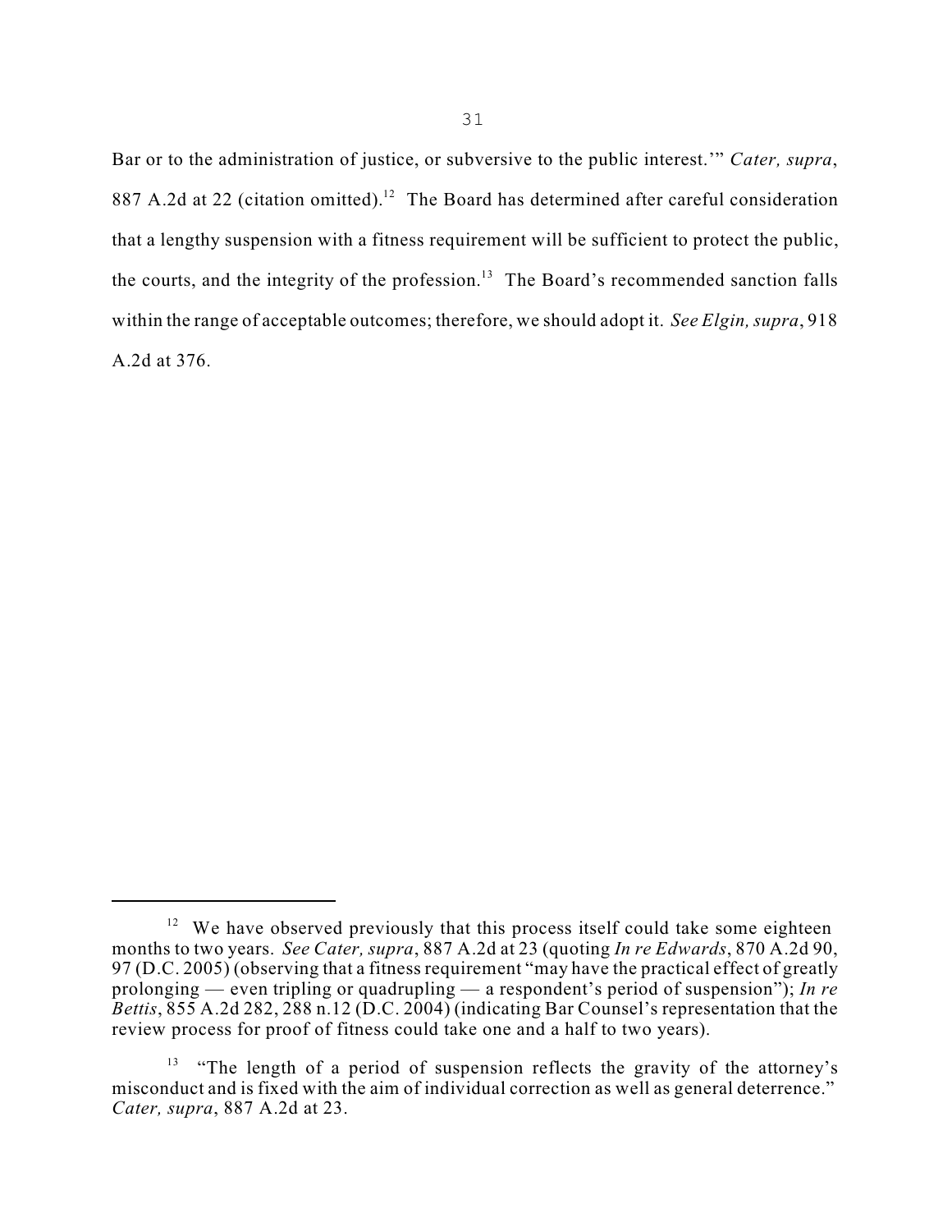Bar or to the administration of justice, or subversive to the public interest.'" *Cater, supra*, 887 A.2d at 22 (citation omitted).[12] The Board has determined after careful consideration that a lengthy suspension with a fitness requirement will be sufficient to protect the public, the courts, and the integrity of the profession.[13] The Board's recommended sanction falls within the range of acceptable outcomes; therefore, we should adopt it. *See Elgin, supra*, 918 A.2d at 376.

---

[12] We have observed previously that this process itself could take some eighteen months to two years. *See Cater, supra*, 887 A.2d at 23 (quoting *In re Edwards*, 870 A.2d 90, 97 (D.C. 2005) (observing that a fitness requirement "may have the practical effect of greatly prolonging — even tripling or quadrupling — a respondent's period of suspension"); *In re Bettis*, 855 A.2d 282, 288 n.12 (D.C. 2004) (indicating Bar Counsel's representation that the review process for proof of fitness could take one and a half to two years).

[13] "The length of a period of suspension reflects the gravity of the attorney's misconduct and is fixed with the aim of individual correction as well as general deterrence." *Cater, supra*, 887 A.2d at 23.